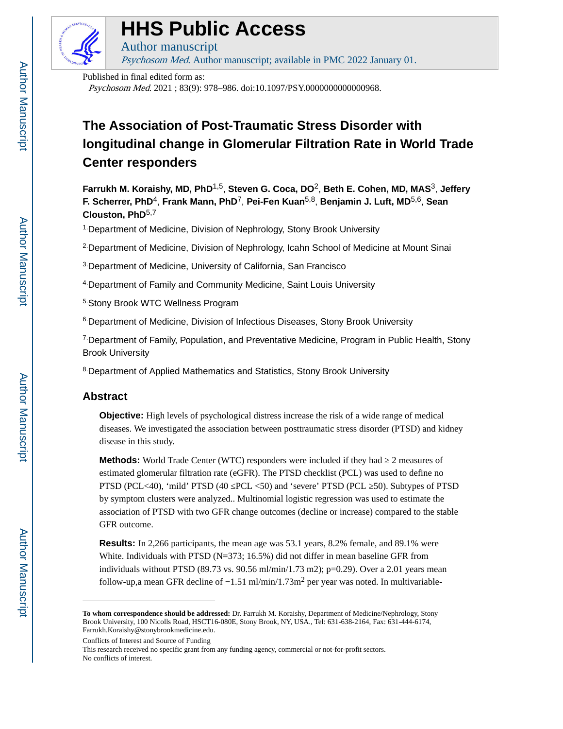# HHS Public Access

Author manuscript

*Psychosom Med*. Author manuscript; available in PMC 2022 January 01.

Published in final edited form as:

*Psychosom Med*. 2021 ; 83(9): 978–986. doi:10.1097/PSY.0000000000000968.

# The Association of Post-Traumatic Stress Disorder with longitudinal change in Glomerular Filtration Rate in World Trade Center responders

**Farrukh M. Koraishy, MD, PhD**[1,5], **Steven G. Coca, DO**[2], **Beth E. Cohen, MD, MAS**[3], **Jeffery F. Scherrer, PhD**[4], **Frank Mann, PhD**[7], **Pei-Fen Kuan**[5,8], **Benjamin J. Luft, MD**[5,6], **Sean Clouston, PhD**[5,7]

[1.]Department of Medicine, Division of Nephrology, Stony Brook University

[2.]Department of Medicine, Division of Nephrology, Icahn School of Medicine at Mount Sinai

[3.]Department of Medicine, University of California, San Francisco

[4.]Department of Family and Community Medicine, Saint Louis University

[5.]Stony Brook WTC Wellness Program

[6.]Department of Medicine, Division of Infectious Diseases, Stony Brook University

[7.]Department of Family, Population, and Preventative Medicine, Program in Public Health, Stony Brook University

[8.]Department of Applied Mathematics and Statistics, Stony Brook University

## Abstract

**Objective:** High levels of psychological distress increase the risk of a wide range of medical diseases. We investigated the association between posttraumatic stress disorder (PTSD) and kidney disease in this study.

**Methods:** World Trade Center (WTC) responders were included if they had ≥ 2 measures of estimated glomerular filtration rate (eGFR). The PTSD checklist (PCL) was used to define no PTSD (PCL<40), 'mild' PTSD (40 ≤PCL <50) and 'severe' PTSD (PCL ≥50). Subtypes of PTSD by symptom clusters were analyzed.. Multinomial logistic regression was used to estimate the association of PTSD with two GFR change outcomes (decline or increase) compared to the stable GFR outcome.

**Results:** In 2,266 participants, the mean age was 53.1 years, 8.2% female, and 89.1% were White. Individuals with PTSD (N=373; 16.5%) did not differ in mean baseline GFR from individuals without PTSD (89.73 vs. 90.56 ml/min/1.73 m2); p=0.29). Over a 2.01 years mean follow-up,a mean GFR decline of −1.51 ml/min/1.73m$^2$ per year was noted. In multivariable-

**To whom correspondence should be addressed:** Dr. Farrukh M. Koraishy, Department of Medicine/Nephrology, Stony Brook University, 100 Nicolls Road, HSCT16-080E, Stony Brook, NY, USA., Tel: 631-638-2164, Fax: 631-444-6174, Farrukh.Koraishy@stonybrookmedicine.edu.

Conflicts of Interest and Source of Funding

This research received no specific grant from any funding agency, commercial or not-for-profit sectors.

No conflicts of interest.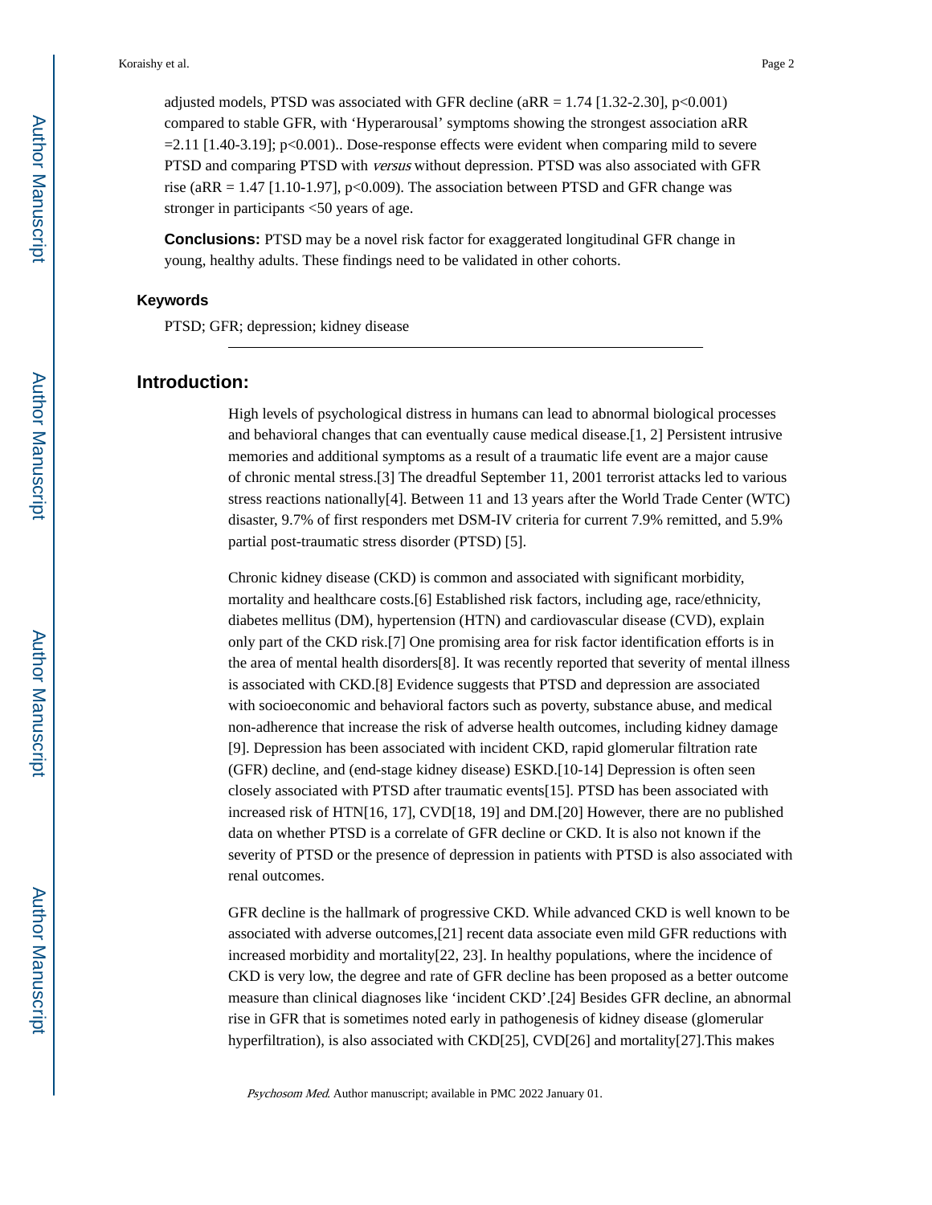adjusted models, PTSD was associated with GFR decline (aRR = 1.74 [1.32-2.30], $p<0.001$) compared to stable GFR, with 'Hyperarousal' symptoms showing the strongest association aRR =2.11 [1.40-3.19]; $p<0.001$).. Dose-response effects were evident when comparing mild to severe PTSD and comparing PTSD with *versus* without depression. PTSD was also associated with GFR rise (aRR = 1.47 [1.10-1.97], $p<0.009$). The association between PTSD and GFR change was stronger in participants <50 years of age.

**Conclusions:** PTSD may be a novel risk factor for exaggerated longitudinal GFR change in young, healthy adults. These findings need to be validated in other cohorts.

### Keywords

PTSD; GFR; depression; kidney disease

## Introduction:

High levels of psychological distress in humans can lead to abnormal biological processes and behavioral changes that can eventually cause medical disease.[1, 2] Persistent intrusive memories and additional symptoms as a result of a traumatic life event are a major cause of chronic mental stress.[3] The dreadful September 11, 2001 terrorist attacks led to various stress reactions nationally[4]. Between 11 and 13 years after the World Trade Center (WTC) disaster, 9.7% of first responders met DSM-IV criteria for current 7.9% remitted, and 5.9% partial post-traumatic stress disorder (PTSD) [5].

Chronic kidney disease (CKD) is common and associated with significant morbidity, mortality and healthcare costs.[6] Established risk factors, including age, race/ethnicity, diabetes mellitus (DM), hypertension (HTN) and cardiovascular disease (CVD), explain only part of the CKD risk.[7] One promising area for risk factor identification efforts is in the area of mental health disorders[8]. It was recently reported that severity of mental illness is associated with CKD.[8] Evidence suggests that PTSD and depression are associated with socioeconomic and behavioral factors such as poverty, substance abuse, and medical non-adherence that increase the risk of adverse health outcomes, including kidney damage [9]. Depression has been associated with incident CKD, rapid glomerular filtration rate (GFR) decline, and (end-stage kidney disease) ESKD.[10-14] Depression is often seen closely associated with PTSD after traumatic events[15]. PTSD has been associated with increased risk of HTN[16, 17], CVD[18, 19] and DM.[20] However, there are no published data on whether PTSD is a correlate of GFR decline or CKD. It is also not known if the severity of PTSD or the presence of depression in patients with PTSD is also associated with renal outcomes.

GFR decline is the hallmark of progressive CKD. While advanced CKD is well known to be associated with adverse outcomes,[21] recent data associate even mild GFR reductions with increased morbidity and mortality[22, 23]. In healthy populations, where the incidence of CKD is very low, the degree and rate of GFR decline has been proposed as a better outcome measure than clinical diagnoses like 'incident CKD'.[24] Besides GFR decline, an abnormal rise in GFR that is sometimes noted early in pathogenesis of kidney disease (glomerular hyperfiltration), is also associated with CKD[25], CVD[26] and mortality[27].This makes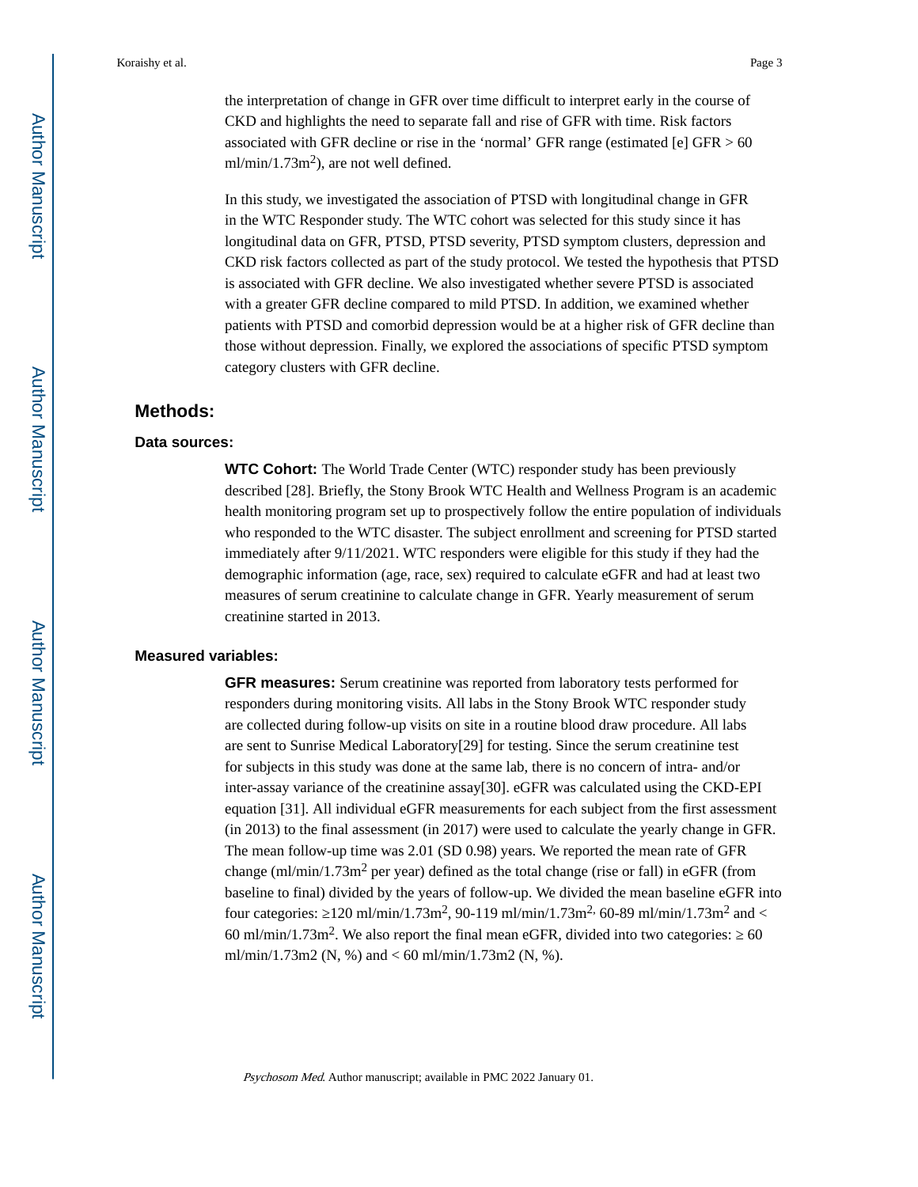the interpretation of change in GFR over time difficult to interpret early in the course of CKD and highlights the need to separate fall and rise of GFR with time. Risk factors associated with GFR decline or rise in the 'normal' GFR range (estimated [e] GFR > 60 ml/min/1.73m$^2$), are not well defined.

In this study, we investigated the association of PTSD with longitudinal change in GFR in the WTC Responder study. The WTC cohort was selected for this study since it has longitudinal data on GFR, PTSD, PTSD severity, PTSD symptom clusters, depression and CKD risk factors collected as part of the study protocol. We tested the hypothesis that PTSD is associated with GFR decline. We also investigated whether severe PTSD is associated with a greater GFR decline compared to mild PTSD. In addition, we examined whether patients with PTSD and comorbid depression would be at a higher risk of GFR decline than those without depression. Finally, we explored the associations of specific PTSD symptom category clusters with GFR decline.

## Methods:

### Data sources:

**WTC Cohort:** The World Trade Center (WTC) responder study has been previously described [28]. Briefly, the Stony Brook WTC Health and Wellness Program is an academic health monitoring program set up to prospectively follow the entire population of individuals who responded to the WTC disaster. The subject enrollment and screening for PTSD started immediately after 9/11/2021. WTC responders were eligible for this study if they had the demographic information (age, race, sex) required to calculate eGFR and had at least two measures of serum creatinine to calculate change in GFR. Yearly measurement of serum creatinine started in 2013.

### Measured variables:

**GFR measures:** Serum creatinine was reported from laboratory tests performed for responders during monitoring visits. All labs in the Stony Brook WTC responder study are collected during follow-up visits on site in a routine blood draw procedure. All labs are sent to Sunrise Medical Laboratory[29] for testing. Since the serum creatinine test for subjects in this study was done at the same lab, there is no concern of intra- and/or inter-assay variance of the creatinine assay[30]. eGFR was calculated using the CKD-EPI equation [31]. All individual eGFR measurements for each subject from the first assessment (in 2013) to the final assessment (in 2017) were used to calculate the yearly change in GFR. The mean follow-up time was 2.01 (SD 0.98) years. We reported the mean rate of GFR change (ml/min/1.73m$^2$ per year) defined as the total change (rise or fall) in eGFR (from baseline to final) divided by the years of follow-up. We divided the mean baseline eGFR into four categories: ≥120 ml/min/1.73m$^2$, 90-119 ml/min/1.73m$^2$, 60-89 ml/min/1.73m$^2$ and < 60 ml/min/1.73m$^2$. We also report the final mean eGFR, divided into two categories: ≥ 60 ml/min/1.73m2 (N, %) and < 60 ml/min/1.73m2 (N, %).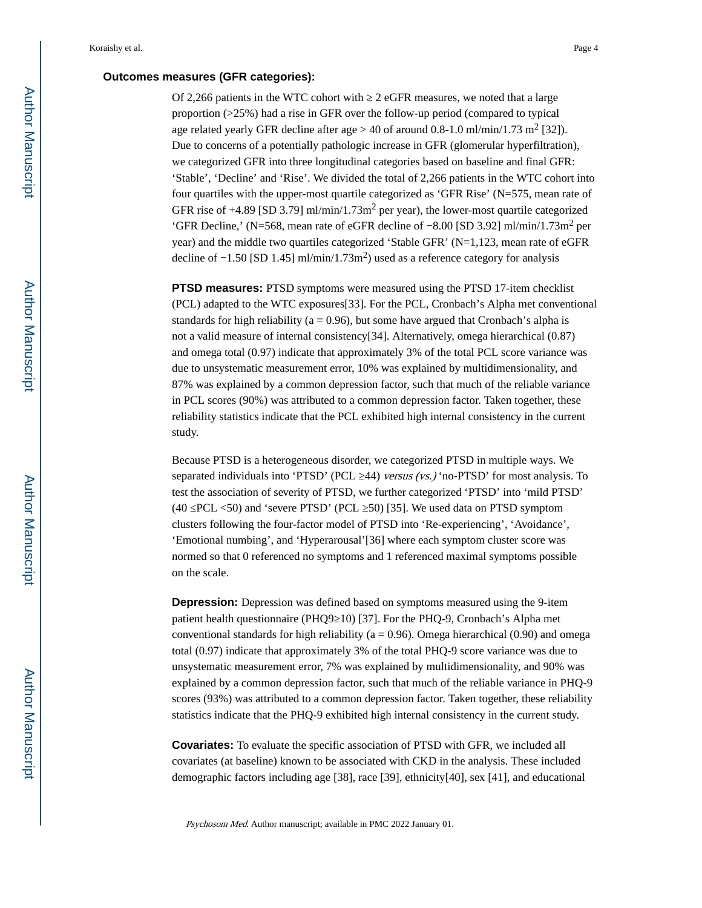### Outcomes measures (GFR categories):

Of 2,266 patients in the WTC cohort with ≥ 2 eGFR measures, we noted that a large proportion (>25%) had a rise in GFR over the follow-up period (compared to typical age related yearly GFR decline after age > 40 of around 0.8-1.0 ml/min/1.73 $m^2$ [32]). Due to concerns of a potentially pathologic increase in GFR (glomerular hyperfiltration), we categorized GFR into three longitudinal categories based on baseline and final GFR: 'Stable', 'Decline' and 'Rise'. We divided the total of 2,266 patients in the WTC cohort into four quartiles with the upper-most quartile categorized as 'GFR Rise' (N=575, mean rate of GFR rise of +4.89 [SD 3.79] ml/min/1.73$m^2$ per year), the lower-most quartile categorized 'GFR Decline,' (N=568, mean rate of eGFR decline of −8.00 [SD 3.92] ml/min/1.73$m^2$ per year) and the middle two quartiles categorized 'Stable GFR' (N=1,123, mean rate of eGFR decline of −1.50 [SD 1.45] ml/min/1.73$m^2$) used as a reference category for analysis

**PTSD measures:** PTSD symptoms were measured using the PTSD 17-item checklist (PCL) adapted to the WTC exposures[33]. For the PCL, Cronbach's Alpha met conventional standards for high reliability (a = 0.96), but some have argued that Cronbach's alpha is not a valid measure of internal consistency[34]. Alternatively, omega hierarchical (0.87) and omega total (0.97) indicate that approximately 3% of the total PCL score variance was due to unsystematic measurement error, 10% was explained by multidimensionality, and 87% was explained by a common depression factor, such that much of the reliable variance in PCL scores (90%) was attributed to a common depression factor. Taken together, these reliability statistics indicate that the PCL exhibited high internal consistency in the current study.

Because PTSD is a heterogeneous disorder, we categorized PTSD in multiple ways. We separated individuals into 'PTSD' (PCL ≥44) *versus (vs.)* 'no-PTSD' for most analysis. To test the association of severity of PTSD, we further categorized 'PTSD' into 'mild PTSD' (40 ≤PCL <50) and 'severe PTSD' (PCL ≥50) [35]. We used data on PTSD symptom clusters following the four-factor model of PTSD into 'Re-experiencing', 'Avoidance', 'Emotional numbing', and 'Hyperarousal'[36] where each symptom cluster score was normed so that 0 referenced no symptoms and 1 referenced maximal symptoms possible on the scale.

**Depression:** Depression was defined based on symptoms measured using the 9-item patient health questionnaire (PHQ9≥10) [37]. For the PHQ-9, Cronbach's Alpha met conventional standards for high reliability (a = 0.96). Omega hierarchical (0.90) and omega total (0.97) indicate that approximately 3% of the total PHQ-9 score variance was due to unsystematic measurement error, 7% was explained by multidimensionality, and 90% was explained by a common depression factor, such that much of the reliable variance in PHQ-9 scores (93%) was attributed to a common depression factor. Taken together, these reliability statistics indicate that the PHQ-9 exhibited high internal consistency in the current study.

**Covariates:** To evaluate the specific association of PTSD with GFR, we included all covariates (at baseline) known to be associated with CKD in the analysis. These included demographic factors including age [38], race [39], ethnicity[40], sex [41], and educational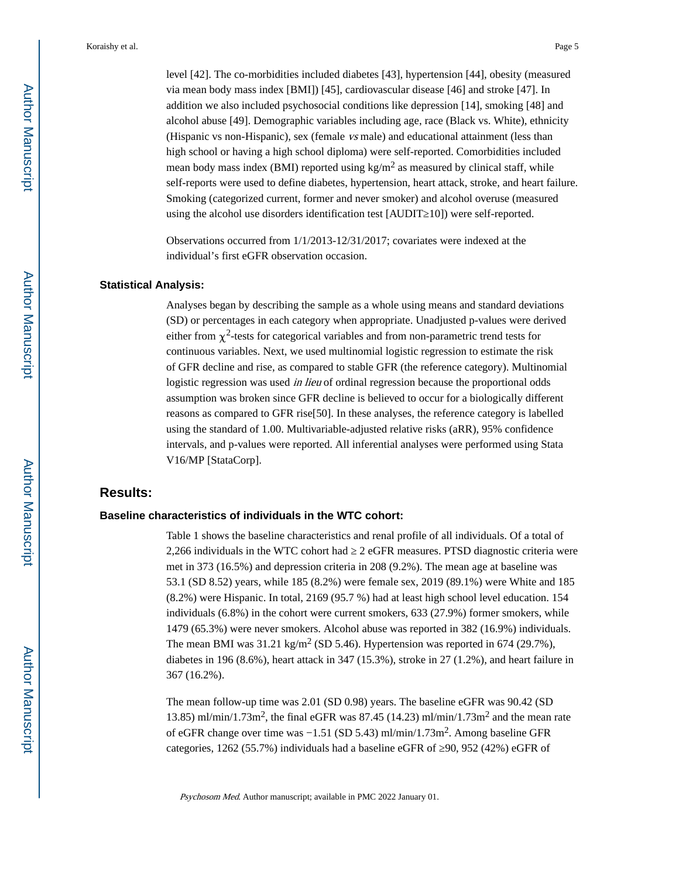level [42]. The co-morbidities included diabetes [43], hypertension [44], obesity (measured via mean body mass index [BMI]) [45], cardiovascular disease [46] and stroke [47]. In addition we also included psychosocial conditions like depression [14], smoking [48] and alcohol abuse [49]. Demographic variables including age, race (Black vs. White), ethnicity (Hispanic vs non-Hispanic), sex (female *vs* male) and educational attainment (less than high school or having a high school diploma) were self-reported. Comorbidities included mean body mass index (BMI) reported using $kg/m^2$ as measured by clinical staff, while self-reports were used to define diabetes, hypertension, heart attack, stroke, and heart failure. Smoking (categorized current, former and never smoker) and alcohol overuse (measured using the alcohol use disorders identification test [AUDIT≥10]) were self-reported.

Observations occurred from 1/1/2013-12/31/2017; covariates were indexed at the individual's first eGFR observation occasion.

### Statistical Analysis:

Analyses began by describing the sample as a whole using means and standard deviations (SD) or percentages in each category when appropriate. Unadjusted p-values were derived either from $\chi^2$-tests for categorical variables and from non-parametric trend tests for continuous variables. Next, we used multinomial logistic regression to estimate the risk of GFR decline and rise, as compared to stable GFR (the reference category). Multinomial logistic regression was used *in lieu* of ordinal regression because the proportional odds assumption was broken since GFR decline is believed to occur for a biologically different reasons as compared to GFR rise[50]. In these analyses, the reference category is labelled using the standard of 1.00. Multivariable-adjusted relative risks (aRR), 95% confidence intervals, and p-values were reported. All inferential analyses were performed using Stata V16/MP [StataCorp].

## Results:

### Baseline characteristics of individuals in the WTC cohort:

Table 1 shows the baseline characteristics and renal profile of all individuals. Of a total of 2,266 individuals in the WTC cohort had ≥ 2 eGFR measures. PTSD diagnostic criteria were met in 373 (16.5%) and depression criteria in 208 (9.2%). The mean age at baseline was 53.1 (SD 8.52) years, while 185 (8.2%) were female sex, 2019 (89.1%) were White and 185 (8.2%) were Hispanic. In total, 2169 (95.7 %) had at least high school level education. 154 individuals (6.8%) in the cohort were current smokers, 633 (27.9%) former smokers, while 1479 (65.3%) were never smokers. Alcohol abuse was reported in 382 (16.9%) individuals. The mean BMI was 31.21 $kg/m^2$ (SD 5.46). Hypertension was reported in 674 (29.7%), diabetes in 196 (8.6%), heart attack in 347 (15.3%), stroke in 27 (1.2%), and heart failure in 367 (16.2%).

The mean follow-up time was 2.01 (SD 0.98) years. The baseline eGFR was 90.42 (SD 13.85) $ml/min/1.73m^2$, the final eGFR was 87.45 (14.23) $ml/min/1.73m^2$ and the mean rate of eGFR change over time was −1.51 (SD 5.43) $ml/min/1.73m^2$. Among baseline GFR categories, 1262 (55.7%) individuals had a baseline eGFR of ≥90, 952 (42%) eGFR of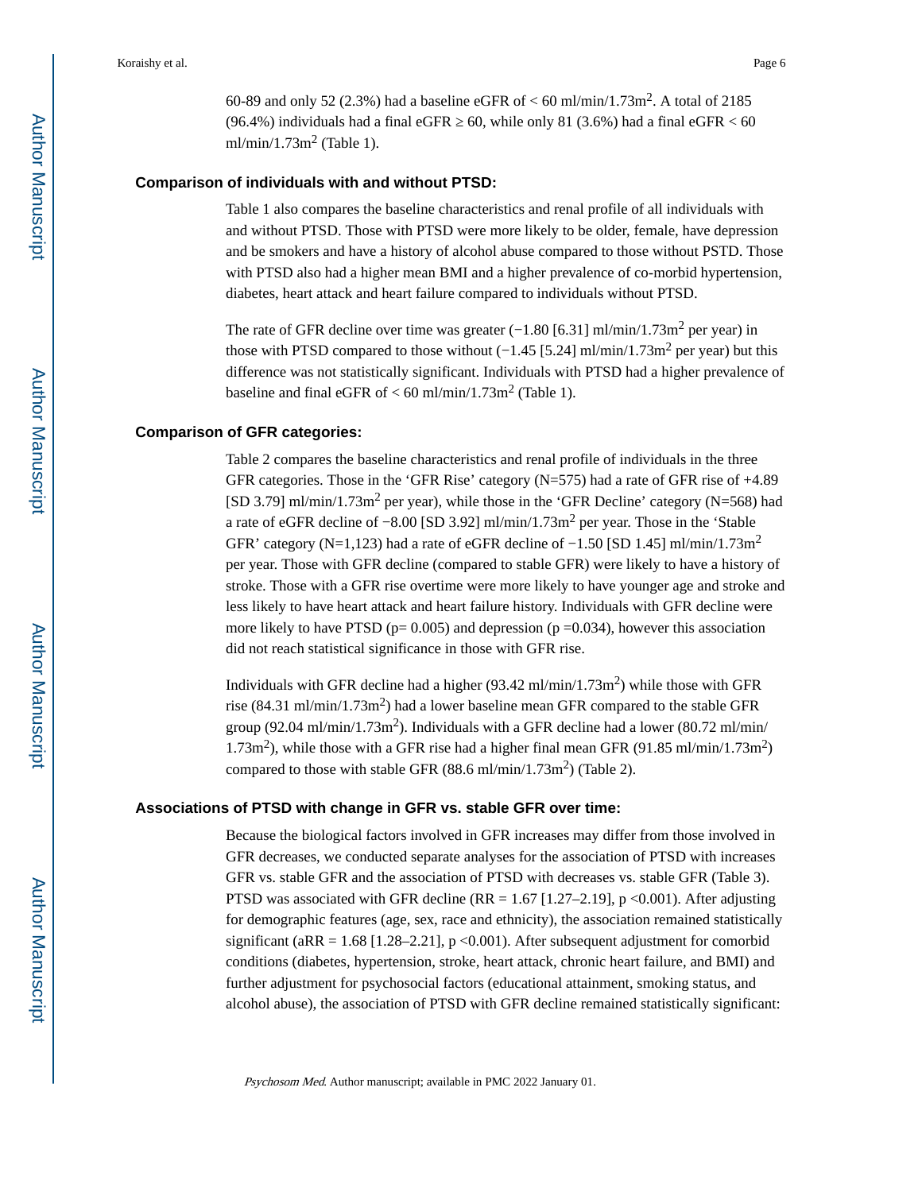60-89 and only 52 (2.3%) had a baseline eGFR of < 60 ml/min/1.73m$^2$. A total of 2185 (96.4%) individuals had a final eGFR ≥ 60, while only 81 (3.6%) had a final eGFR < 60 ml/min/1.73m$^2$ (Table 1).

### Comparison of individuals with and without PTSD:

Table 1 also compares the baseline characteristics and renal profile of all individuals with and without PTSD. Those with PTSD were more likely to be older, female, have depression and be smokers and have a history of alcohol abuse compared to those without PSTD. Those with PTSD also had a higher mean BMI and a higher prevalence of co-morbid hypertension, diabetes, heart attack and heart failure compared to individuals without PTSD.

The rate of GFR decline over time was greater (−1.80 [6.31] ml/min/1.73m$^2$ per year) in those with PTSD compared to those without (−1.45 [5.24] ml/min/1.73m$^2$ per year) but this difference was not statistically significant. Individuals with PTSD had a higher prevalence of baseline and final eGFR of < 60 ml/min/1.73m$^2$ (Table 1).

### Comparison of GFR categories:

Table 2 compares the baseline characteristics and renal profile of individuals in the three GFR categories. Those in the 'GFR Rise' category (N=575) had a rate of GFR rise of +4.89 [SD 3.79] ml/min/1.73m$^2$ per year), while those in the 'GFR Decline' category (N=568) had a rate of eGFR decline of −8.00 [SD 3.92] ml/min/1.73m$^2$ per year. Those in the 'Stable GFR' category (N=1,123) had a rate of eGFR decline of −1.50 [SD 1.45] ml/min/1.73m$^2$ per year. Those with GFR decline (compared to stable GFR) were likely to have a history of stroke. Those with a GFR rise overtime were more likely to have younger age and stroke and less likely to have heart attack and heart failure history. Individuals with GFR decline were more likely to have PTSD ($p = 0.005$) and depression ($p = 0.034$), however this association did not reach statistical significance in those with GFR rise.

Individuals with GFR decline had a higher (93.42 ml/min/1.73m$^2$) while those with GFR rise (84.31 ml/min/1.73m$^2$) had a lower baseline mean GFR compared to the stable GFR group (92.04 ml/min/1.73m$^2$). Individuals with a GFR decline had a lower (80.72 ml/min/1.73m$^2$), while those with a GFR rise had a higher final mean GFR (91.85 ml/min/1.73m$^2$) compared to those with stable GFR (88.6 ml/min/1.73m$^2$) (Table 2).

### Associations of PTSD with change in GFR vs. stable GFR over time:

Because the biological factors involved in GFR increases may differ from those involved in GFR decreases, we conducted separate analyses for the association of PTSD with increases GFR vs. stable GFR and the association of PTSD with decreases vs. stable GFR (Table 3). PTSD was associated with GFR decline (RR = 1.67 [1.27–2.19], $p < 0.001$). After adjusting for demographic features (age, sex, race and ethnicity), the association remained statistically significant (aRR = 1.68 [1.28–2.21], $p < 0.001$). After subsequent adjustment for comorbid conditions (diabetes, hypertension, stroke, heart attack, chronic heart failure, and BMI) and further adjustment for psychosocial factors (educational attainment, smoking status, and alcohol abuse), the association of PTSD with GFR decline remained statistically significant: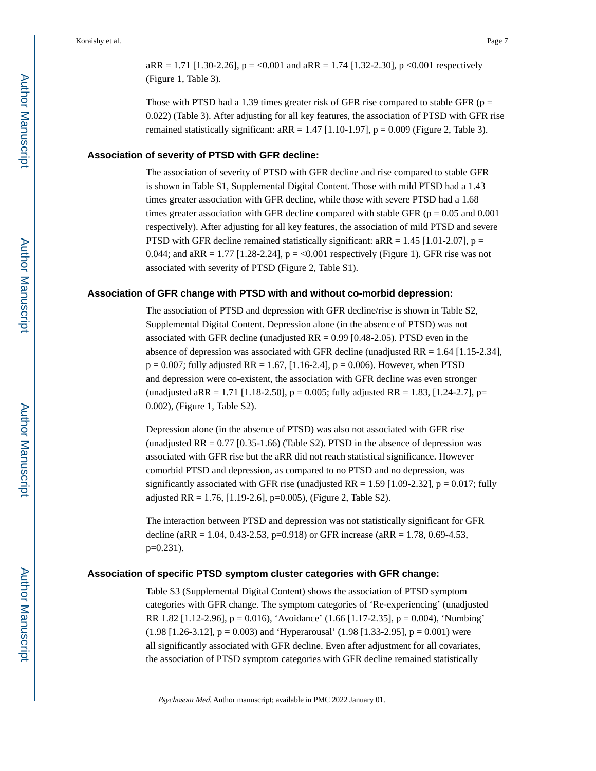aRR = 1.71 [1.30-2.26], p = <0.001 and aRR = 1.74 [1.32-2.30], p <0.001 respectively (Figure 1, Table 3).

Those with PTSD had a 1.39 times greater risk of GFR rise compared to stable GFR (p = 0.022) (Table 3). After adjusting for all key features, the association of PTSD with GFR rise remained statistically significant: aRR = 1.47 [1.10-1.97], p = 0.009 (Figure 2, Table 3).

### Association of severity of PTSD with GFR decline:

The association of severity of PTSD with GFR decline and rise compared to stable GFR is shown in Table S1, Supplemental Digital Content. Those with mild PTSD had a 1.43 times greater association with GFR decline, while those with severe PTSD had a 1.68 times greater association with GFR decline compared with stable GFR (p = 0.05 and 0.001 respectively). After adjusting for all key features, the association of mild PTSD and severe PTSD with GFR decline remained statistically significant: aRR = 1.45 [1.01-2.07], p = 0.044; and aRR = 1.77 [1.28-2.24], p = <0.001 respectively (Figure 1). GFR rise was not associated with severity of PTSD (Figure 2, Table S1).

### Association of GFR change with PTSD with and without co-morbid depression:

The association of PTSD and depression with GFR decline/rise is shown in Table S2, Supplemental Digital Content. Depression alone (in the absence of PTSD) was not associated with GFR decline (unadjusted RR = 0.99 [0.48-2.05). PTSD even in the absence of depression was associated with GFR decline (unadjusted RR = 1.64 [1.15-2.34], p = 0.007; fully adjusted RR = 1.67, [1.16-2.4], p = 0.006). However, when PTSD and depression were co-existent, the association with GFR decline was even stronger (unadjusted aRR = 1.71 [1.18-2.50], p = 0.005; fully adjusted RR = 1.83, [1.24-2.7], p= 0.002), (Figure 1, Table S2).

Depression alone (in the absence of PTSD) was also not associated with GFR rise (unadjusted RR = 0.77 [0.35-1.66) (Table S2). PTSD in the absence of depression was associated with GFR rise but the aRR did not reach statistical significance. However comorbid PTSD and depression, as compared to no PTSD and no depression, was significantly associated with GFR rise (unadjusted RR = 1.59 [1.09-2.32], p = 0.017; fully adjusted RR = 1.76, [1.19-2.6], p=0.005), (Figure 2, Table S2).

The interaction between PTSD and depression was not statistically significant for GFR decline (aRR = 1.04, 0.43-2.53, p=0.918) or GFR increase (aRR = 1.78, 0.69-4.53, p=0.231).

### Association of specific PTSD symptom cluster categories with GFR change:

Table S3 (Supplemental Digital Content) shows the association of PTSD symptom categories with GFR change. The symptom categories of 'Re-experiencing' (unadjusted RR 1.82 [1.12-2.96], p = 0.016), 'Avoidance' (1.66 [1.17-2.35], p = 0.004), 'Numbing' (1.98 [1.26-3.12], p = 0.003) and 'Hyperarousal' (1.98 [1.33-2.95], p = 0.001) were all significantly associated with GFR decline. Even after adjustment for all covariates, the association of PTSD symptom categories with GFR decline remained statistically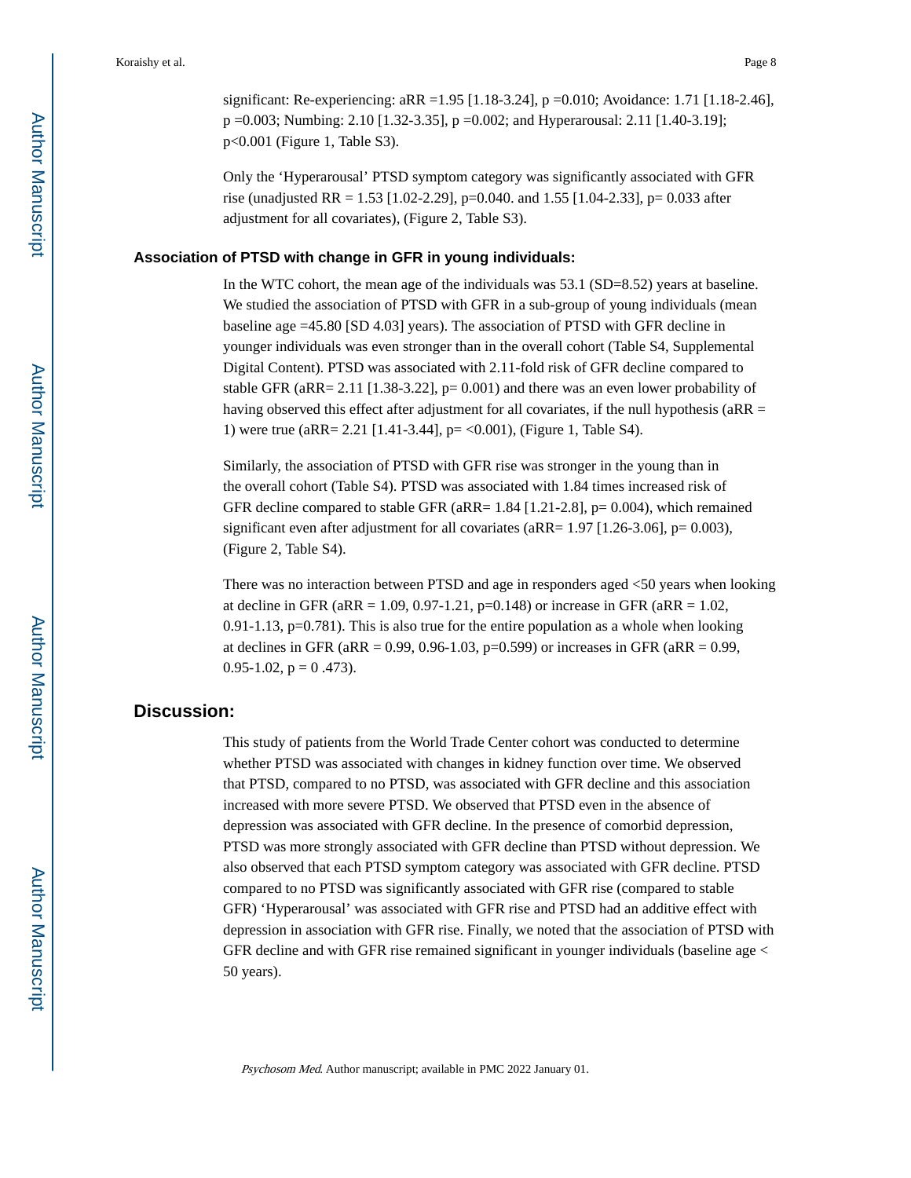significant: Re-experiencing: aRR =1.95 [1.18-3.24], p =0.010; Avoidance: 1.71 [1.18-2.46], p =0.003; Numbing: 2.10 [1.32-3.35], p =0.002; and Hyperarousal: 2.11 [1.40-3.19]; p<0.001 (Figure 1, Table S3).

Only the 'Hyperarousal' PTSD symptom category was significantly associated with GFR rise (unadjusted RR = 1.53 [1.02-2.29], p=0.040. and 1.55 [1.04-2.33], p= 0.033 after adjustment for all covariates), (Figure 2, Table S3).

### Association of PTSD with change in GFR in young individuals:

In the WTC cohort, the mean age of the individuals was 53.1 (SD=8.52) years at baseline. We studied the association of PTSD with GFR in a sub-group of young individuals (mean baseline age =45.80 [SD 4.03] years). The association of PTSD with GFR decline in younger individuals was even stronger than in the overall cohort (Table S4, Supplemental Digital Content). PTSD was associated with 2.11-fold risk of GFR decline compared to stable GFR (aRR= 2.11 [1.38-3.22], p= 0.001) and there was an even lower probability of having observed this effect after adjustment for all covariates, if the null hypothesis (aRR = 1) were true (aRR= 2.21 [1.41-3.44], p= <0.001), (Figure 1, Table S4).

Similarly, the association of PTSD with GFR rise was stronger in the young than in the overall cohort (Table S4). PTSD was associated with 1.84 times increased risk of GFR decline compared to stable GFR (aRR= 1.84 [1.21-2.8], p= 0.004), which remained significant even after adjustment for all covariates (aRR= 1.97 [1.26-3.06], p= 0.003), (Figure 2, Table S4).

There was no interaction between PTSD and age in responders aged <50 years when looking at decline in GFR (aRR = 1.09, 0.97-1.21, p=0.148) or increase in GFR (aRR = 1.02, 0.91-1.13, p=0.781). This is also true for the entire population as a whole when looking at declines in GFR (aRR = 0.99, 0.96-1.03, p=0.599) or increases in GFR (aRR = 0.99, 0.95-1.02, p = 0 .473).

## Discussion:

This study of patients from the World Trade Center cohort was conducted to determine whether PTSD was associated with changes in kidney function over time. We observed that PTSD, compared to no PTSD, was associated with GFR decline and this association increased with more severe PTSD. We observed that PTSD even in the absence of depression was associated with GFR decline. In the presence of comorbid depression, PTSD was more strongly associated with GFR decline than PTSD without depression. We also observed that each PTSD symptom category was associated with GFR decline. PTSD compared to no PTSD was significantly associated with GFR rise (compared to stable GFR) 'Hyperarousal' was associated with GFR rise and PTSD had an additive effect with depression in association with GFR rise. Finally, we noted that the association of PTSD with GFR decline and with GFR rise remained significant in younger individuals (baseline age < 50 years).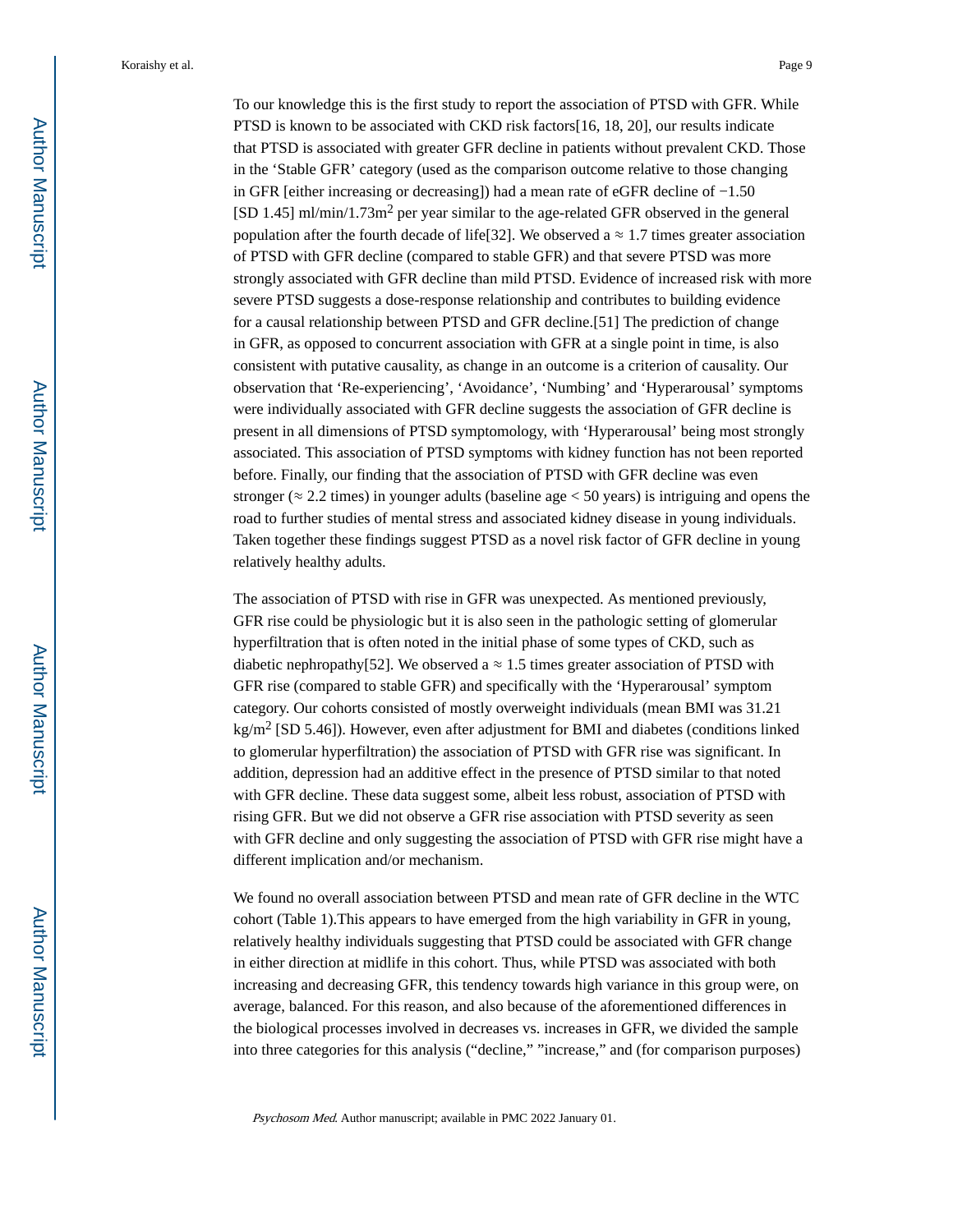To our knowledge this is the first study to report the association of PTSD with GFR. While PTSD is known to be associated with CKD risk factors[16, 18, 20], our results indicate that PTSD is associated with greater GFR decline in patients without prevalent CKD. Those in the 'Stable GFR' category (used as the comparison outcome relative to those changing in GFR [either increasing or decreasing]) had a mean rate of eGFR decline of −1.50 [SD 1.45] ml/min/1.73m$^2$ per year similar to the age-related GFR observed in the general population after the fourth decade of life[32]. We observed a ≈ 1.7 times greater association of PTSD with GFR decline (compared to stable GFR) and that severe PTSD was more strongly associated with GFR decline than mild PTSD. Evidence of increased risk with more severe PTSD suggests a dose-response relationship and contributes to building evidence for a causal relationship between PTSD and GFR decline.[51] The prediction of change in GFR, as opposed to concurrent association with GFR at a single point in time, is also consistent with putative causality, as change in an outcome is a criterion of causality. Our observation that 'Re-experiencing', 'Avoidance', 'Numbing' and 'Hyperarousal' symptoms were individually associated with GFR decline suggests the association of GFR decline is present in all dimensions of PTSD symptomology, with 'Hyperarousal' being most strongly associated. This association of PTSD symptoms with kidney function has not been reported before. Finally, our finding that the association of PTSD with GFR decline was even stronger (≈ 2.2 times) in younger adults (baseline age < 50 years) is intriguing and opens the road to further studies of mental stress and associated kidney disease in young individuals. Taken together these findings suggest PTSD as a novel risk factor of GFR decline in young relatively healthy adults.

The association of PTSD with rise in GFR was unexpected. As mentioned previously, GFR rise could be physiologic but it is also seen in the pathologic setting of glomerular hyperfiltration that is often noted in the initial phase of some types of CKD, such as diabetic nephropathy[52]. We observed a ≈ 1.5 times greater association of PTSD with GFR rise (compared to stable GFR) and specifically with the 'Hyperarousal' symptom category. Our cohorts consisted of mostly overweight individuals (mean BMI was 31.21 kg/m$^2$ [SD 5.46]). However, even after adjustment for BMI and diabetes (conditions linked to glomerular hyperfiltration) the association of PTSD with GFR rise was significant. In addition, depression had an additive effect in the presence of PTSD similar to that noted with GFR decline. These data suggest some, albeit less robust, association of PTSD with rising GFR. But we did not observe a GFR rise association with PTSD severity as seen with GFR decline and only suggesting the association of PTSD with GFR rise might have a different implication and/or mechanism.

We found no overall association between PTSD and mean rate of GFR decline in the WTC cohort (Table 1).This appears to have emerged from the high variability in GFR in young, relatively healthy individuals suggesting that PTSD could be associated with GFR change in either direction at midlife in this cohort. Thus, while PTSD was associated with both increasing and decreasing GFR, this tendency towards high variance in this group were, on average, balanced. For this reason, and also because of the aforementioned differences in the biological processes involved in decreases vs. increases in GFR, we divided the sample into three categories for this analysis ("decline," "increase," and (for comparison purposes)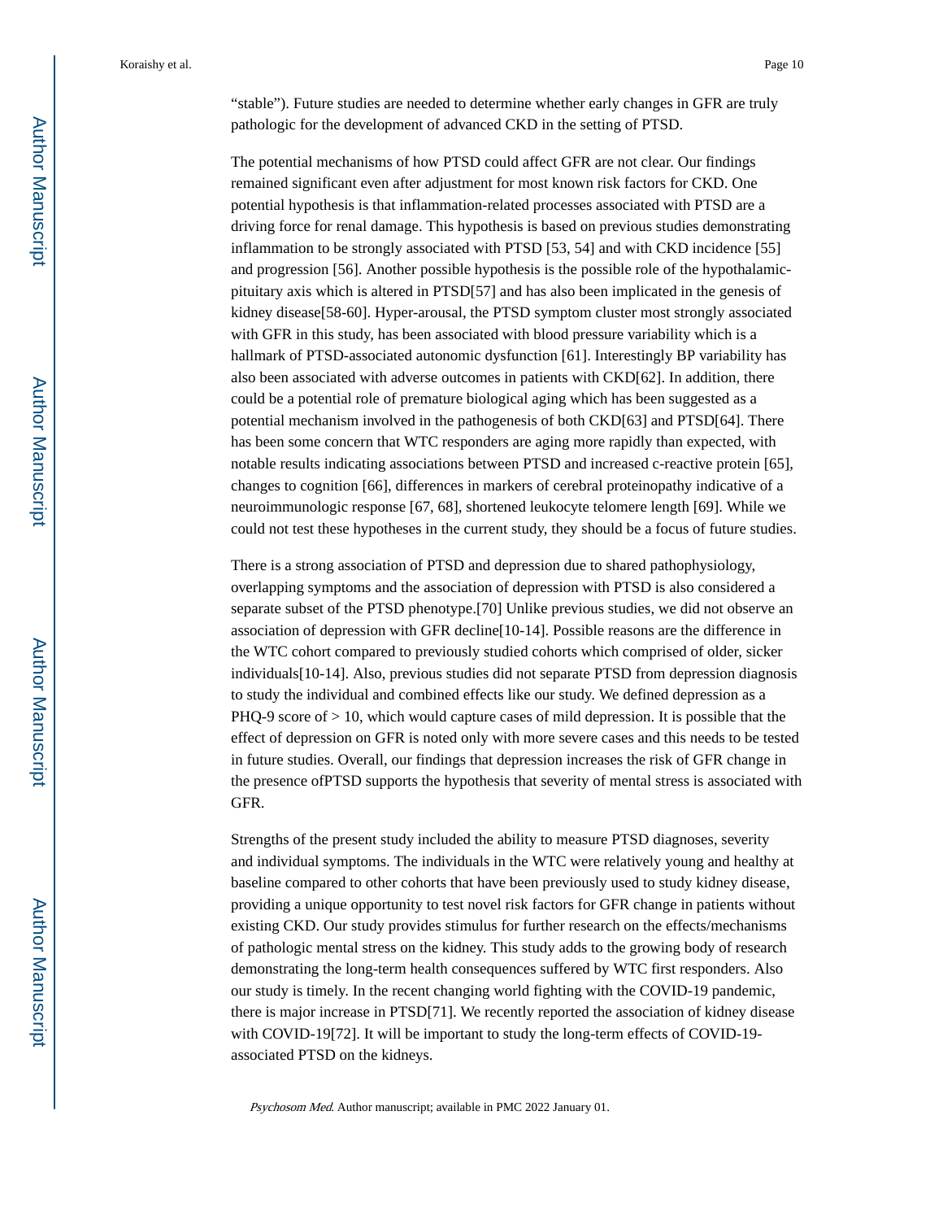"stable"). Future studies are needed to determine whether early changes in GFR are truly pathologic for the development of advanced CKD in the setting of PTSD.

The potential mechanisms of how PTSD could affect GFR are not clear. Our findings remained significant even after adjustment for most known risk factors for CKD. One potential hypothesis is that inflammation-related processes associated with PTSD are a driving force for renal damage. This hypothesis is based on previous studies demonstrating inflammation to be strongly associated with PTSD [53, 54] and with CKD incidence [55] and progression [56]. Another possible hypothesis is the possible role of the hypothalamic-pituitary axis which is altered in PTSD[57] and has also been implicated in the genesis of kidney disease[58-60]. Hyper-arousal, the PTSD symptom cluster most strongly associated with GFR in this study, has been associated with blood pressure variability which is a hallmark of PTSD-associated autonomic dysfunction [61]. Interestingly BP variability has also been associated with adverse outcomes in patients with CKD[62]. In addition, there could be a potential role of premature biological aging which has been suggested as a potential mechanism involved in the pathogenesis of both CKD[63] and PTSD[64]. There has been some concern that WTC responders are aging more rapidly than expected, with notable results indicating associations between PTSD and increased c-reactive protein [65], changes to cognition [66], differences in markers of cerebral proteinopathy indicative of a neuroimmunologic response [67, 68], shortened leukocyte telomere length [69]. While we could not test these hypotheses in the current study, they should be a focus of future studies.

There is a strong association of PTSD and depression due to shared pathophysiology, overlapping symptoms and the association of depression with PTSD is also considered a separate subset of the PTSD phenotype.[70] Unlike previous studies, we did not observe an association of depression with GFR decline[10-14]. Possible reasons are the difference in the WTC cohort compared to previously studied cohorts which comprised of older, sicker individuals[10-14]. Also, previous studies did not separate PTSD from depression diagnosis to study the individual and combined effects like our study. We defined depression as a PHQ-9 score of > 10, which would capture cases of mild depression. It is possible that the effect of depression on GFR is noted only with more severe cases and this needs to be tested in future studies. Overall, our findings that depression increases the risk of GFR change in the presence ofPTSD supports the hypothesis that severity of mental stress is associated with GFR.

Strengths of the present study included the ability to measure PTSD diagnoses, severity and individual symptoms. The individuals in the WTC were relatively young and healthy at baseline compared to other cohorts that have been previously used to study kidney disease, providing a unique opportunity to test novel risk factors for GFR change in patients without existing CKD. Our study provides stimulus for further research on the effects/mechanisms of pathologic mental stress on the kidney. This study adds to the growing body of research demonstrating the long-term health consequences suffered by WTC first responders. Also our study is timely. In the recent changing world fighting with the COVID-19 pandemic, there is major increase in PTSD[71]. We recently reported the association of kidney disease with COVID-19[72]. It will be important to study the long-term effects of COVID-19-associated PTSD on the kidneys.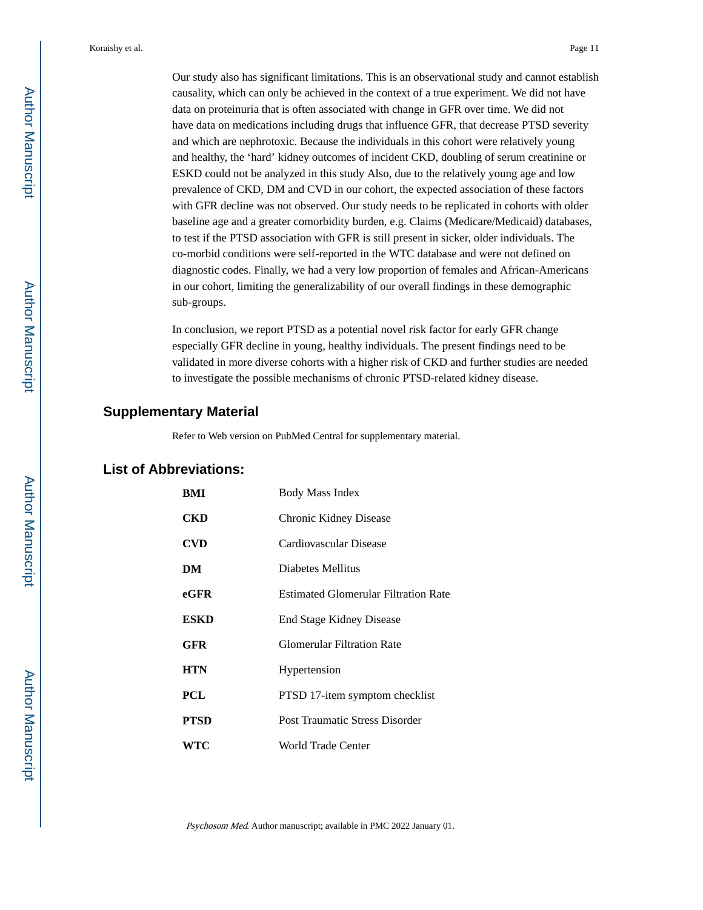Our study also has significant limitations. This is an observational study and cannot establish causality, which can only be achieved in the context of a true experiment. We did not have data on proteinuria that is often associated with change in GFR over time. We did not have data on medications including drugs that influence GFR, that decrease PTSD severity and which are nephrotoxic. Because the individuals in this cohort were relatively young and healthy, the 'hard' kidney outcomes of incident CKD, doubling of serum creatinine or ESKD could not be analyzed in this study Also, due to the relatively young age and low prevalence of CKD, DM and CVD in our cohort, the expected association of these factors with GFR decline was not observed. Our study needs to be replicated in cohorts with older baseline age and a greater comorbidity burden, e.g. Claims (Medicare/Medicaid) databases, to test if the PTSD association with GFR is still present in sicker, older individuals. The co-morbid conditions were self-reported in the WTC database and were not defined on diagnostic codes. Finally, we had a very low proportion of females and African-Americans in our cohort, limiting the generalizability of our overall findings in these demographic sub-groups.

In conclusion, we report PTSD as a potential novel risk factor for early GFR change especially GFR decline in young, healthy individuals. The present findings need to be validated in more diverse cohorts with a higher risk of CKD and further studies are needed to investigate the possible mechanisms of chronic PTSD-related kidney disease.

## Supplementary Material

Refer to Web version on PubMed Central for supplementary material.

## List of Abbreviations:

| | |
|---|---|
| **BMI** | Body Mass Index |
| **CKD** | Chronic Kidney Disease |
| **CVD** | Cardiovascular Disease |
| **DM** | Diabetes Mellitus |
| **eGFR** | Estimated Glomerular Filtration Rate |
| **ESKD** | End Stage Kidney Disease |
| **GFR** | Glomerular Filtration Rate |
| **HTN** | Hypertension |
| **PCL** | PTSD 17-item symptom checklist |
| **PTSD** | Post Traumatic Stress Disorder |
| **WTC** | World Trade Center |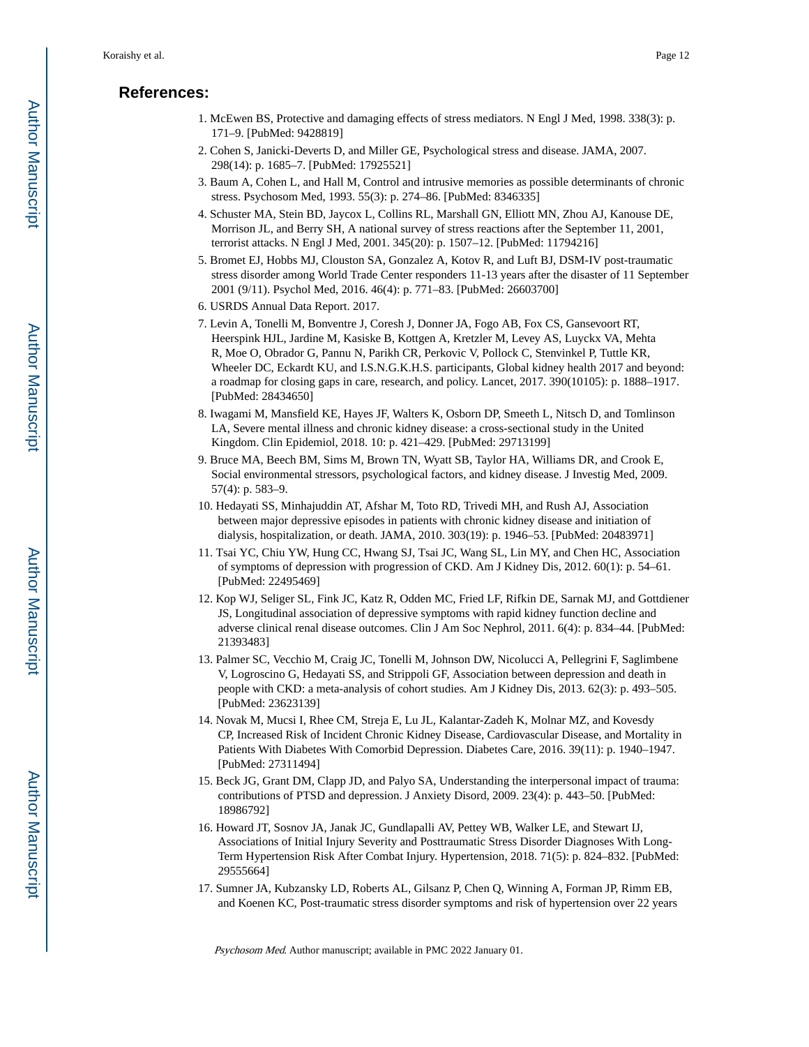## References:

1. McEwen BS, Protective and damaging effects of stress mediators. N Engl J Med, 1998. 338(3): p. 171–9. [PubMed: 9428819]
2. Cohen S, Janicki-Deverts D, and Miller GE, Psychological stress and disease. JAMA, 2007. 298(14): p. 1685–7. [PubMed: 17925521]
3. Baum A, Cohen L, and Hall M, Control and intrusive memories as possible determinants of chronic stress. Psychosom Med, 1993. 55(3): p. 274–86. [PubMed: 8346335]
4. Schuster MA, Stein BD, Jaycox L, Collins RL, Marshall GN, Elliott MN, Zhou AJ, Kanouse DE, Morrison JL, and Berry SH, A national survey of stress reactions after the September 11, 2001, terrorist attacks. N Engl J Med, 2001. 345(20): p. 1507–12. [PubMed: 11794216]
5. Bromet EJ, Hobbs MJ, Clouston SA, Gonzalez A, Kotov R, and Luft BJ, DSM-IV post-traumatic stress disorder among World Trade Center responders 11-13 years after the disaster of 11 September 2001 (9/11). Psychol Med, 2016. 46(4): p. 771–83. [PubMed: 26603700]
6. USRDS Annual Data Report. 2017.
7. Levin A, Tonelli M, Bonventre J, Coresh J, Donner JA, Fogo AB, Fox CS, Gansevoort RT, Heerspink HJL, Jardine M, Kasiske B, Kottgen A, Kretzler M, Levey AS, Luyckx VA, Mehta R, Moe O, Obrador G, Pannu N, Parikh CR, Perkovic V, Pollock C, Stenvinkel P, Tuttle KR, Wheeler DC, Eckardt KU, and I.S.N.G.K.H.S. participants, Global kidney health 2017 and beyond: a roadmap for closing gaps in care, research, and policy. Lancet, 2017. 390(10105): p. 1888–1917. [PubMed: 28434650]
8. Iwagami M, Mansfield KE, Hayes JF, Walters K, Osborn DP, Smeeth L, Nitsch D, and Tomlinson LA, Severe mental illness and chronic kidney disease: a cross-sectional study in the United Kingdom. Clin Epidemiol, 2018. 10: p. 421–429. [PubMed: 29713199]
9. Bruce MA, Beech BM, Sims M, Brown TN, Wyatt SB, Taylor HA, Williams DR, and Crook E, Social environmental stressors, psychological factors, and kidney disease. J Investig Med, 2009. 57(4): p. 583–9.
10. Hedayati SS, Minhajuddin AT, Afshar M, Toto RD, Trivedi MH, and Rush AJ, Association between major depressive episodes in patients with chronic kidney disease and initiation of dialysis, hospitalization, or death. JAMA, 2010. 303(19): p. 1946–53. [PubMed: 20483971]
11. Tsai YC, Chiu YW, Hung CC, Hwang SJ, Tsai JC, Wang SL, Lin MY, and Chen HC, Association of symptoms of depression with progression of CKD. Am J Kidney Dis, 2012. 60(1): p. 54–61. [PubMed: 22495469]
12. Kop WJ, Seliger SL, Fink JC, Katz R, Odden MC, Fried LF, Rifkin DE, Sarnak MJ, and Gottdiener JS, Longitudinal association of depressive symptoms with rapid kidney function decline and adverse clinical renal disease outcomes. Clin J Am Soc Nephrol, 2011. 6(4): p. 834–44. [PubMed: 21393483]
13. Palmer SC, Vecchio M, Craig JC, Tonelli M, Johnson DW, Nicolucci A, Pellegrini F, Saglimbene V, Logroscino G, Hedayati SS, and Strippoli GF, Association between depression and death in people with CKD: a meta-analysis of cohort studies. Am J Kidney Dis, 2013. 62(3): p. 493–505. [PubMed: 23623139]
14. Novak M, Mucsi I, Rhee CM, Streja E, Lu JL, Kalantar-Zadeh K, Molnar MZ, and Kovesdy CP, Increased Risk of Incident Chronic Kidney Disease, Cardiovascular Disease, and Mortality in Patients With Diabetes With Comorbid Depression. Diabetes Care, 2016. 39(11): p. 1940–1947. [PubMed: 27311494]
15. Beck JG, Grant DM, Clapp JD, and Palyo SA, Understanding the interpersonal impact of trauma: contributions of PTSD and depression. J Anxiety Disord, 2009. 23(4): p. 443–50. [PubMed: 18986792]
16. Howard JT, Sosnov JA, Janak JC, Gundlapalli AV, Pettey WB, Walker LE, and Stewart IJ, Associations of Initial Injury Severity and Posttraumatic Stress Disorder Diagnoses With Long-Term Hypertension Risk After Combat Injury. Hypertension, 2018. 71(5): p. 824–832. [PubMed: 29555664]
17. Sumner JA, Kubzansky LD, Roberts AL, Gilsanz P, Chen Q, Winning A, Forman JP, Rimm EB, and Koenen KC, Post-traumatic stress disorder symptoms and risk of hypertension over 22 years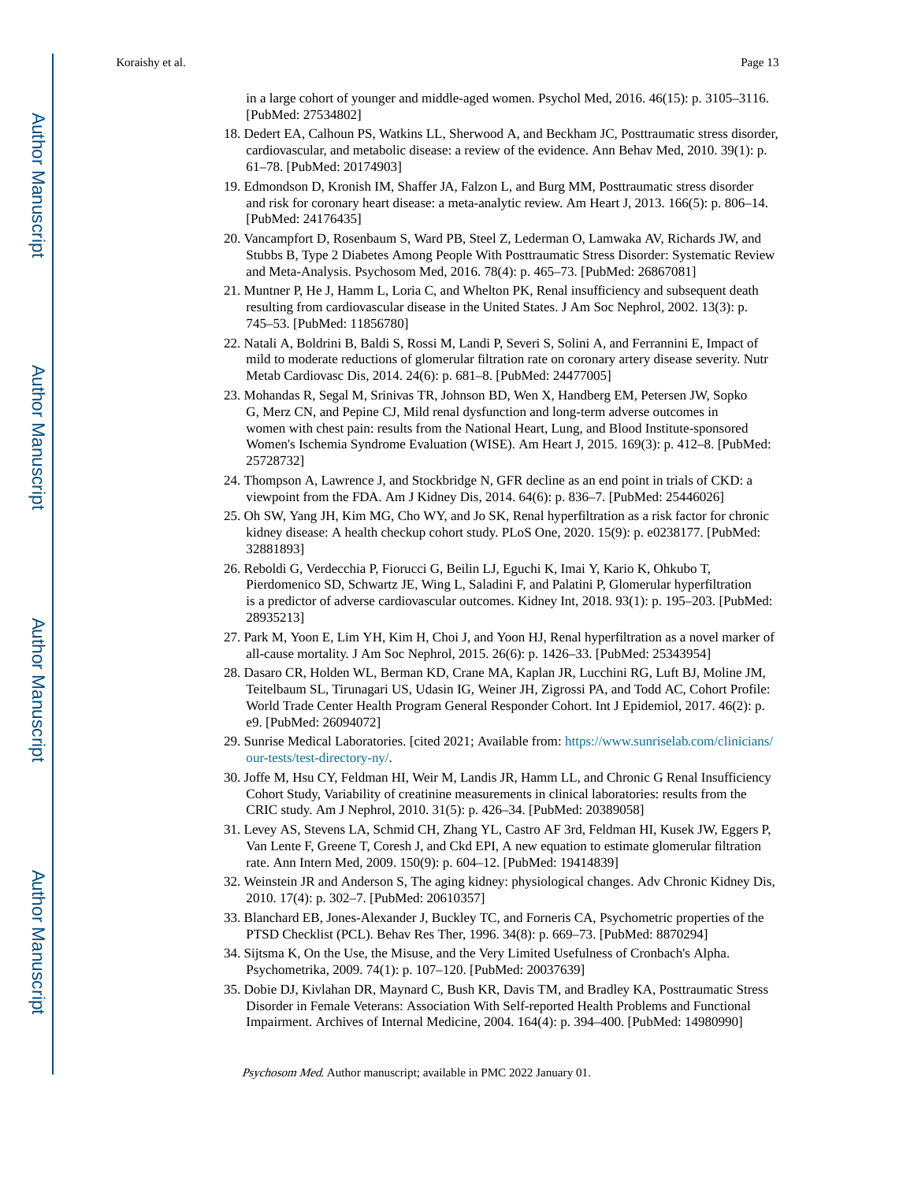in a large cohort of younger and middle-aged women. Psychol Med, 2016. 46(15): p. 3105–3116. [PubMed: 27534802]

18. Dedert EA, Calhoun PS, Watkins LL, Sherwood A, and Beckham JC, Posttraumatic stress disorder, cardiovascular, and metabolic disease: a review of the evidence. Ann Behav Med, 2010. 39(1): p. 61–78. [PubMed: 20174903]
19. Edmondson D, Kronish IM, Shaffer JA, Falzon L, and Burg MM, Posttraumatic stress disorder and risk for coronary heart disease: a meta-analytic review. Am Heart J, 2013. 166(5): p. 806–14. [PubMed: 24176435]
20. Vancampfort D, Rosenbaum S, Ward PB, Steel Z, Lederman O, Lamwaka AV, Richards JW, and Stubbs B, Type 2 Diabetes Among People With Posttraumatic Stress Disorder: Systematic Review and Meta-Analysis. Psychosom Med, 2016. 78(4): p. 465–73. [PubMed: 26867081]
21. Muntner P, He J, Hamm L, Loria C, and Whelton PK, Renal insufficiency and subsequent death resulting from cardiovascular disease in the United States. J Am Soc Nephrol, 2002. 13(3): p. 745–53. [PubMed: 11856780]
22. Natali A, Boldrini B, Baldi S, Rossi M, Landi P, Severi S, Solini A, and Ferrannini E, Impact of mild to moderate reductions of glomerular filtration rate on coronary artery disease severity. Nutr Metab Cardiovasc Dis, 2014. 24(6): p. 681–8. [PubMed: 24477005]
23. Mohandas R, Segal M, Srinivas TR, Johnson BD, Wen X, Handberg EM, Petersen JW, Sopko G, Merz CN, and Pepine CJ, Mild renal dysfunction and long-term adverse outcomes in women with chest pain: results from the National Heart, Lung, and Blood Institute-sponsored Women's Ischemia Syndrome Evaluation (WISE). Am Heart J, 2015. 169(3): p. 412–8. [PubMed: 25728732]
24. Thompson A, Lawrence J, and Stockbridge N, GFR decline as an end point in trials of CKD: a viewpoint from the FDA. Am J Kidney Dis, 2014. 64(6): p. 836–7. [PubMed: 25446026]
25. Oh SW, Yang JH, Kim MG, Cho WY, and Jo SK, Renal hyperfiltration as a risk factor for chronic kidney disease: A health checkup cohort study. PLoS One, 2020. 15(9): p. e0238177. [PubMed: 32881893]
26. Reboldi G, Verdecchia P, Fiorucci G, Beilin LJ, Eguchi K, Imai Y, Kario K, Ohkubo T, Pierdomenico SD, Schwartz JE, Wing L, Saladini F, and Palatini P, Glomerular hyperfiltration is a predictor of adverse cardiovascular outcomes. Kidney Int, 2018. 93(1): p. 195–203. [PubMed: 28935213]
27. Park M, Yoon E, Lim YH, Kim H, Choi J, and Yoon HJ, Renal hyperfiltration as a novel marker of all-cause mortality. J Am Soc Nephrol, 2015. 26(6): p. 1426–33. [PubMed: 25343954]
28. Dasaro CR, Holden WL, Berman KD, Crane MA, Kaplan JR, Lucchini RG, Luft BJ, Moline JM, Teitelbaum SL, Tirunagari US, Udasin IG, Weiner JH, Zigrossi PA, and Todd AC, Cohort Profile: World Trade Center Health Program General Responder Cohort. Int J Epidemiol, 2017. 46(2): p. e9. [PubMed: 26094072]
29. Sunrise Medical Laboratories. [cited 2021; Available from: https://www.sunriselab.com/clinicians/our-tests/test-directory-ny/.
30. Joffe M, Hsu CY, Feldman HI, Weir M, Landis JR, Hamm LL, and Chronic G Renal Insufficiency Cohort Study, Variability of creatinine measurements in clinical laboratories: results from the CRIC study. Am J Nephrol, 2010. 31(5): p. 426–34. [PubMed: 20389058]
31. Levey AS, Stevens LA, Schmid CH, Zhang YL, Castro AF 3rd, Feldman HI, Kusek JW, Eggers P, Van Lente F, Greene T, Coresh J, and Ckd EPI, A new equation to estimate glomerular filtration rate. Ann Intern Med, 2009. 150(9): p. 604–12. [PubMed: 19414839]
32. Weinstein JR and Anderson S, The aging kidney: physiological changes. Adv Chronic Kidney Dis, 2010. 17(4): p. 302–7. [PubMed: 20610357]
33. Blanchard EB, Jones-Alexander J, Buckley TC, and Forneris CA, Psychometric properties of the PTSD Checklist (PCL). Behav Res Ther, 1996. 34(8): p. 669–73. [PubMed: 8870294]
34. Sijtsma K, On the Use, the Misuse, and the Very Limited Usefulness of Cronbach's Alpha. Psychometrika, 2009. 74(1): p. 107–120. [PubMed: 20037639]
35. Dobie DJ, Kivlahan DR, Maynard C, Bush KR, Davis TM, and Bradley KA, Posttraumatic Stress Disorder in Female Veterans: Association With Self-reported Health Problems and Functional Impairment. Archives of Internal Medicine, 2004. 164(4): p. 394–400. [PubMed: 14980990]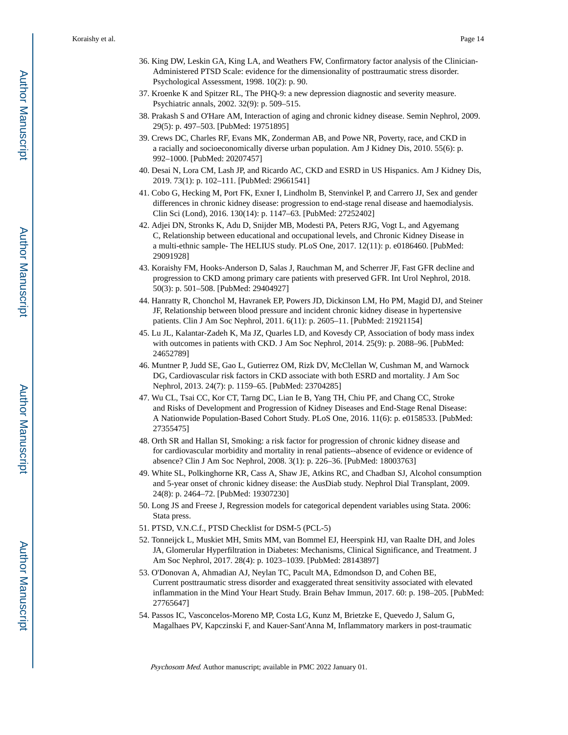36. King DW, Leskin GA, King LA, and Weathers FW, Confirmatory factor analysis of the Clinician-Administered PTSD Scale: evidence for the dimensionality of posttraumatic stress disorder. Psychological Assessment, 1998. 10(2): p. 90.
37. Kroenke K and Spitzer RL, The PHQ-9: a new depression diagnostic and severity measure. Psychiatric annals, 2002. 32(9): p. 509–515.
38. Prakash S and O'Hare AM, Interaction of aging and chronic kidney disease. Semin Nephrol, 2009. 29(5): p. 497–503. [PubMed: 19751895]
39. Crews DC, Charles RF, Evans MK, Zonderman AB, and Powe NR, Poverty, race, and CKD in a racially and socioeconomically diverse urban population. Am J Kidney Dis, 2010. 55(6): p. 992–1000. [PubMed: 20207457]
40. Desai N, Lora CM, Lash JP, and Ricardo AC, CKD and ESRD in US Hispanics. Am J Kidney Dis, 2019. 73(1): p. 102–111. [PubMed: 29661541]
41. Cobo G, Hecking M, Port FK, Exner I, Lindholm B, Stenvinkel P, and Carrero JJ, Sex and gender differences in chronic kidney disease: progression to end-stage renal disease and haemodialysis. Clin Sci (Lond), 2016. 130(14): p. 1147–63. [PubMed: 27252402]
42. Adjei DN, Stronks K, Adu D, Snijder MB, Modesti PA, Peters RJG, Vogt L, and Agyemang C, Relationship between educational and occupational levels, and Chronic Kidney Disease in a multi-ethnic sample- The HELIUS study. PLoS One, 2017. 12(11): p. e0186460. [PubMed: 29091928]
43. Koraishy FM, Hooks-Anderson D, Salas J, Rauchman M, and Scherrer JF, Fast GFR decline and progression to CKD among primary care patients with preserved GFR. Int Urol Nephrol, 2018. 50(3): p. 501–508. [PubMed: 29404927]
44. Hanratty R, Chonchol M, Havranek EP, Powers JD, Dickinson LM, Ho PM, Magid DJ, and Steiner JF, Relationship between blood pressure and incident chronic kidney disease in hypertensive patients. Clin J Am Soc Nephrol, 2011. 6(11): p. 2605–11. [PubMed: 21921154]
45. Lu JL, Kalantar-Zadeh K, Ma JZ, Quarles LD, and Kovesdy CP, Association of body mass index with outcomes in patients with CKD. J Am Soc Nephrol, 2014. 25(9): p. 2088–96. [PubMed: 24652789]
46. Muntner P, Judd SE, Gao L, Gutierrez OM, Rizk DV, McClellan W, Cushman M, and Warnock DG, Cardiovascular risk factors in CKD associate with both ESRD and mortality. J Am Soc Nephrol, 2013. 24(7): p. 1159–65. [PubMed: 23704285]
47. Wu CL, Tsai CC, Kor CT, Tarng DC, Lian Ie B, Yang TH, Chiu PF, and Chang CC, Stroke and Risks of Development and Progression of Kidney Diseases and End-Stage Renal Disease: A Nationwide Population-Based Cohort Study. PLoS One, 2016. 11(6): p. e0158533. [PubMed: 27355475]
48. Orth SR and Hallan SI, Smoking: a risk factor for progression of chronic kidney disease and for cardiovascular morbidity and mortality in renal patients--absence of evidence or evidence of absence? Clin J Am Soc Nephrol, 2008. 3(1): p. 226–36. [PubMed: 18003763]
49. White SL, Polkinghorne KR, Cass A, Shaw JE, Atkins RC, and Chadban SJ, Alcohol consumption and 5-year onset of chronic kidney disease: the AusDiab study. Nephrol Dial Transplant, 2009. 24(8): p. 2464–72. [PubMed: 19307230]
50. Long JS and Freese J, Regression models for categorical dependent variables using Stata. 2006: Stata press.
51. PTSD, V.N.C.f., PTSD Checklist for DSM-5 (PCL-5)
52. Tonneijck L, Muskiet MH, Smits MM, van Bommel EJ, Heerspink HJ, van Raalte DH, and Joles JA, Glomerular Hyperfiltration in Diabetes: Mechanisms, Clinical Significance, and Treatment. J Am Soc Nephrol, 2017. 28(4): p. 1023–1039. [PubMed: 28143897]
53. O'Donovan A, Ahmadian AJ, Neylan TC, Pacult MA, Edmondson D, and Cohen BE, Current posttraumatic stress disorder and exaggerated threat sensitivity associated with elevated inflammation in the Mind Your Heart Study. Brain Behav Immun, 2017. 60: p. 198–205. [PubMed: 27765647]
54. Passos IC, Vasconcelos-Moreno MP, Costa LG, Kunz M, Brietzke E, Quevedo J, Salum G, Magalhaes PV, Kapczinski F, and Kauer-Sant'Anna M, Inflammatory markers in post-traumatic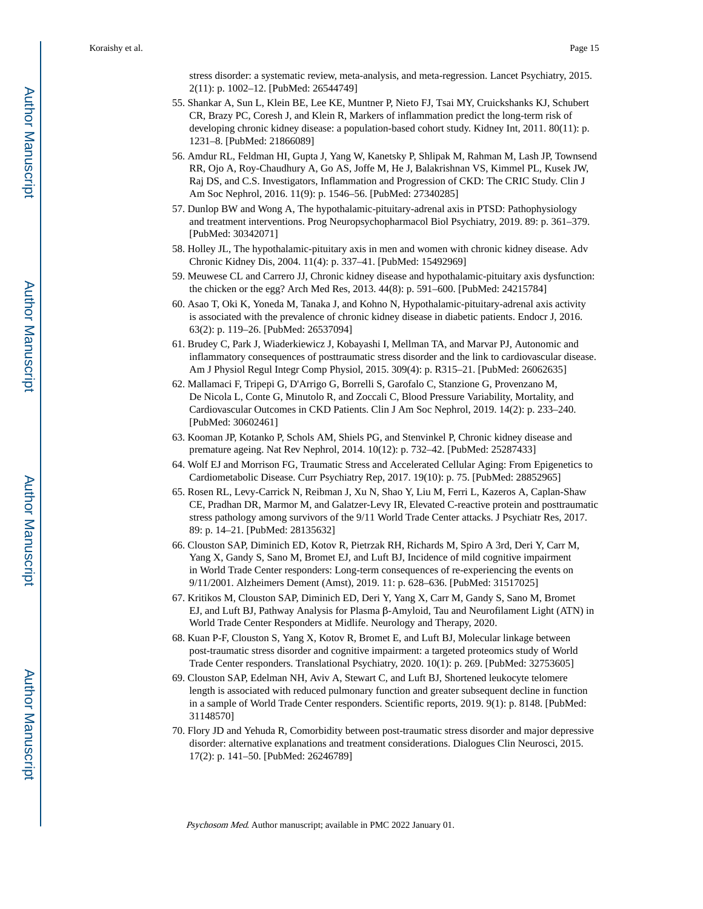stress disorder: a systematic review, meta-analysis, and meta-regression. Lancet Psychiatry, 2015. 2(11): p. 1002–12. [PubMed: 26544749]

55. Shankar A, Sun L, Klein BE, Lee KE, Muntner P, Nieto FJ, Tsai MY, Cruickshanks KJ, Schubert CR, Brazy PC, Coresh J, and Klein R, Markers of inflammation predict the long-term risk of developing chronic kidney disease: a population-based cohort study. Kidney Int, 2011. 80(11): p. 1231–8. [PubMed: 21866089]
56. Amdur RL, Feldman HI, Gupta J, Yang W, Kanetsky P, Shlipak M, Rahman M, Lash JP, Townsend RR, Ojo A, Roy-Chaudhury A, Go AS, Joffe M, He J, Balakrishnan VS, Kimmel PL, Kusek JW, Raj DS, and C.S. Investigators, Inflammation and Progression of CKD: The CRIC Study. Clin J Am Soc Nephrol, 2016. 11(9): p. 1546–56. [PubMed: 27340285]
57. Dunlop BW and Wong A, The hypothalamic-pituitary-adrenal axis in PTSD: Pathophysiology and treatment interventions. Prog Neuropsychopharmacol Biol Psychiatry, 2019. 89: p. 361–379. [PubMed: 30342071]
58. Holley JL, The hypothalamic-pituitary axis in men and women with chronic kidney disease. Adv Chronic Kidney Dis, 2004. 11(4): p. 337–41. [PubMed: 15492969]
59. Meuwese CL and Carrero JJ, Chronic kidney disease and hypothalamic-pituitary axis dysfunction: the chicken or the egg? Arch Med Res, 2013. 44(8): p. 591–600. [PubMed: 24215784]
60. Asao T, Oki K, Yoneda M, Tanaka J, and Kohno N, Hypothalamic-pituitary-adrenal axis activity is associated with the prevalence of chronic kidney disease in diabetic patients. Endocr J, 2016. 63(2): p. 119–26. [PubMed: 26537094]
61. Brudey C, Park J, Wiaderkiewicz J, Kobayashi I, Mellman TA, and Marvar PJ, Autonomic and inflammatory consequences of posttraumatic stress disorder and the link to cardiovascular disease. Am J Physiol Regul Integr Comp Physiol, 2015. 309(4): p. R315–21. [PubMed: 26062635]
62. Mallamaci F, Tripepi G, D'Arrigo G, Borrelli S, Garofalo C, Stanzione G, Provenzano M, De Nicola L, Conte G, Minutolo R, and Zoccali C, Blood Pressure Variability, Mortality, and Cardiovascular Outcomes in CKD Patients. Clin J Am Soc Nephrol, 2019. 14(2): p. 233–240. [PubMed: 30602461]
63. Kooman JP, Kotanko P, Schols AM, Shiels PG, and Stenvinkel P, Chronic kidney disease and premature ageing. Nat Rev Nephrol, 2014. 10(12): p. 732–42. [PubMed: 25287433]
64. Wolf EJ and Morrison FG, Traumatic Stress and Accelerated Cellular Aging: From Epigenetics to Cardiometabolic Disease. Curr Psychiatry Rep, 2017. 19(10): p. 75. [PubMed: 28852965]
65. Rosen RL, Levy-Carrick N, Reibman J, Xu N, Shao Y, Liu M, Ferri L, Kazeros A, Caplan-Shaw CE, Pradhan DR, Marmor M, and Galatzer-Levy IR, Elevated C-reactive protein and posttraumatic stress pathology among survivors of the 9/11 World Trade Center attacks. J Psychiatr Res, 2017. 89: p. 14–21. [PubMed: 28135632]
66. Clouston SAP, Diminich ED, Kotov R, Pietrzak RH, Richards M, Spiro A 3rd, Deri Y, Carr M, Yang X, Gandy S, Sano M, Bromet EJ, and Luft BJ, Incidence of mild cognitive impairment in World Trade Center responders: Long-term consequences of re-experiencing the events on 9/11/2001. Alzheimers Dement (Amst), 2019. 11: p. 628–636. [PubMed: 31517025]
67. Kritikos M, Clouston SAP, Diminich ED, Deri Y, Yang X, Carr M, Gandy S, Sano M, Bromet EJ, and Luft BJ, Pathway Analysis for Plasma β-Amyloid, Tau and Neurofilament Light (ATN) in World Trade Center Responders at Midlife. Neurology and Therapy, 2020.
68. Kuan P-F, Clouston S, Yang X, Kotov R, Bromet E, and Luft BJ, Molecular linkage between post-traumatic stress disorder and cognitive impairment: a targeted proteomics study of World Trade Center responders. Translational Psychiatry, 2020. 10(1): p. 269. [PubMed: 32753605]
69. Clouston SAP, Edelman NH, Aviv A, Stewart C, and Luft BJ, Shortened leukocyte telomere length is associated with reduced pulmonary function and greater subsequent decline in function in a sample of World Trade Center responders. Scientific reports, 2019. 9(1): p. 8148. [PubMed: 31148570]
70. Flory JD and Yehuda R, Comorbidity between post-traumatic stress disorder and major depressive disorder: alternative explanations and treatment considerations. Dialogues Clin Neurosci, 2015. 17(2): p. 141–50. [PubMed: 26246789]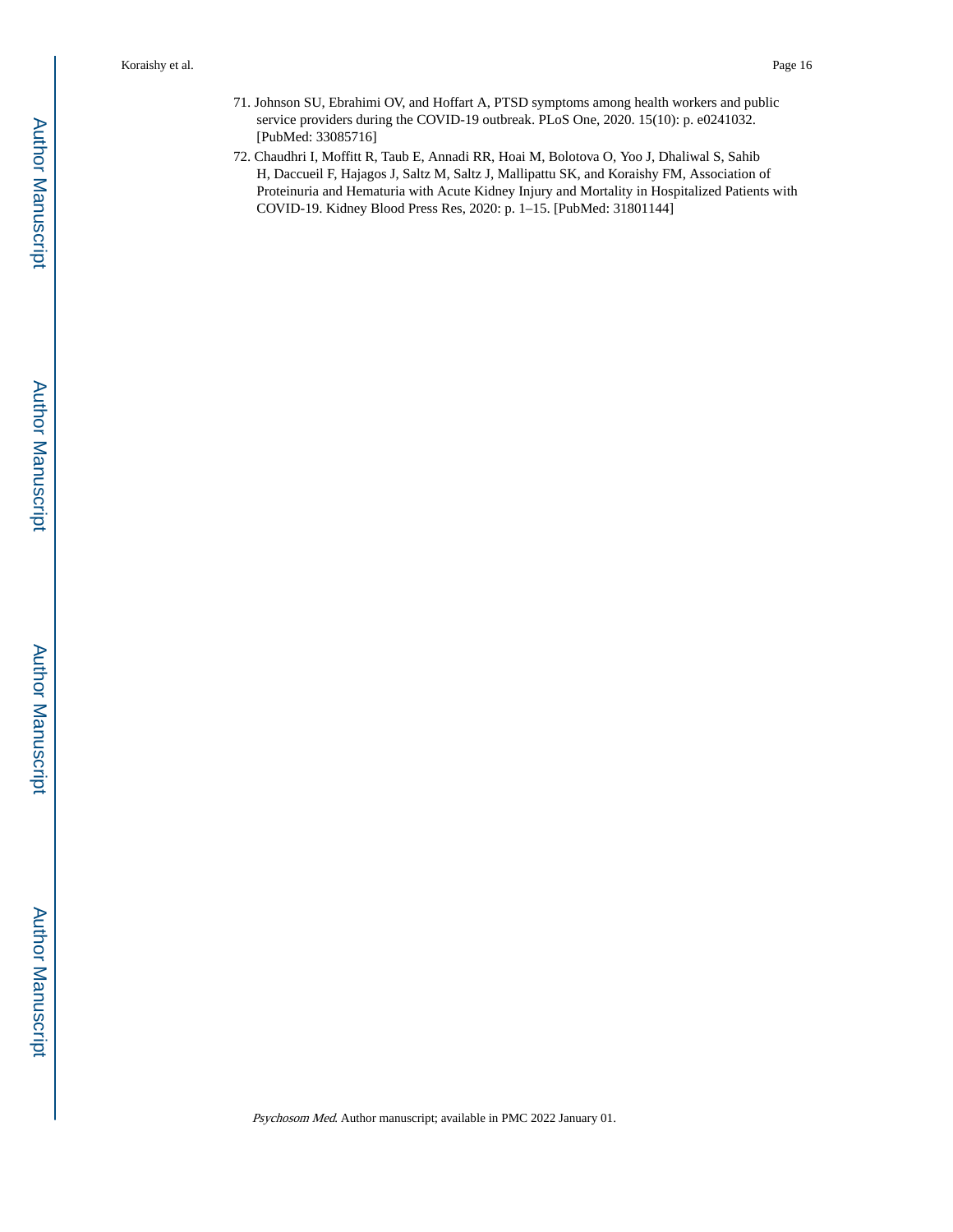71. Johnson SU, Ebrahimi OV, and Hoffart A, PTSD symptoms among health workers and public service providers during the COVID-19 outbreak. PLoS One, 2020. 15(10): p. e0241032. [PubMed: 33085716]
72. Chaudhri I, Moffitt R, Taub E, Annadi RR, Hoai M, Bolotova O, Yoo J, Dhaliwal S, Sahib H, Daccueil F, Hajagos J, Saltz M, Saltz J, Mallipattu SK, and Koraishy FM, Association of Proteinuria and Hematuria with Acute Kidney Injury and Mortality in Hospitalized Patients with COVID-19. Kidney Blood Press Res, 2020: p. 1–15. [PubMed: 31801144]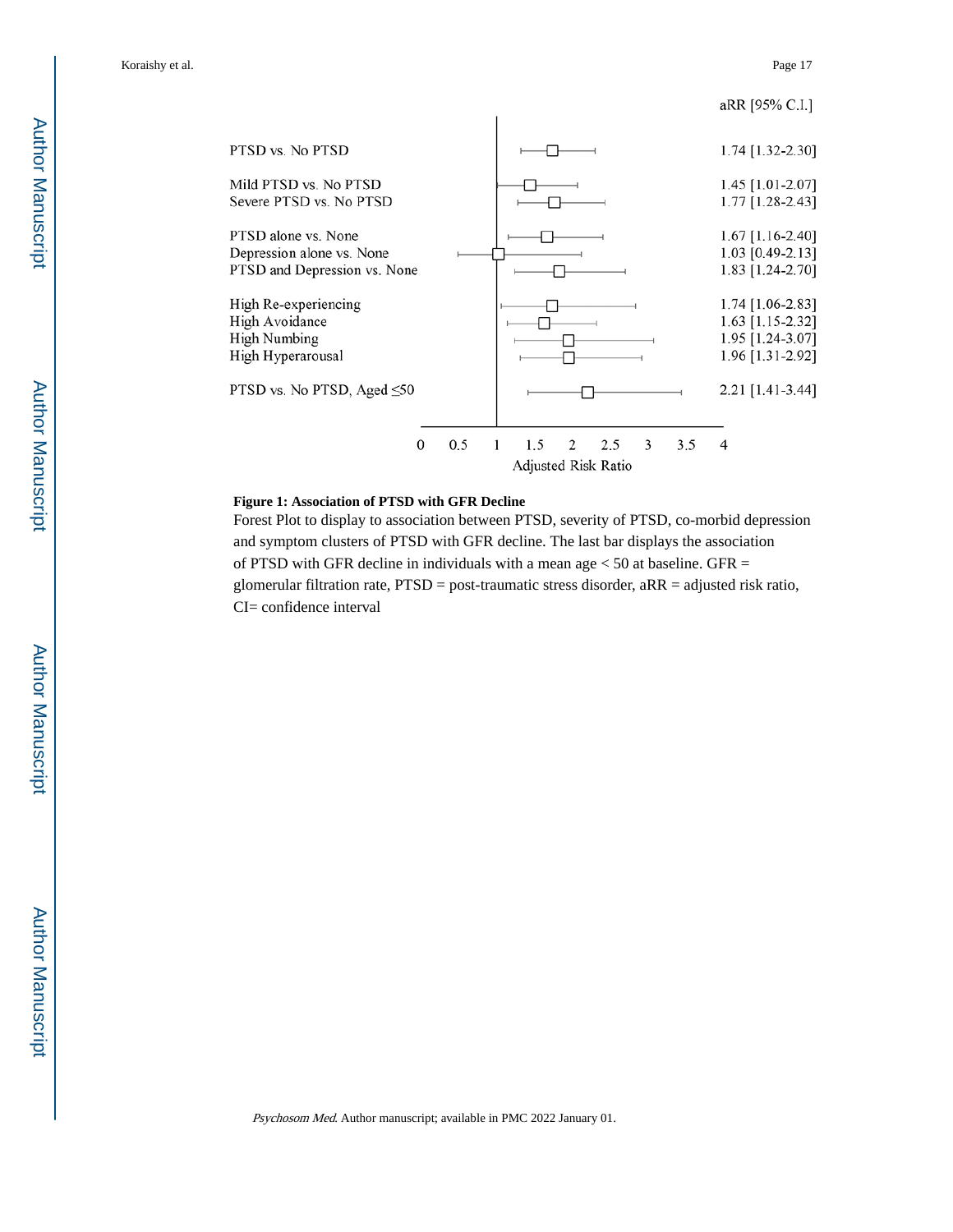| | aRR [95% C.I.] |
|---|---|
| PTSD vs. No PTSD | 1.74 [1.32-2.30] |
| Mild PTSD vs. No PTSD | 1.45 [1.01-2.07] |
| Severe PTSD vs. No PTSD | 1.77 [1.28-2.43] |
| PTSD alone vs. None | 1.67 [1.16-2.40] |
| Depression alone vs. None | 1.03 [0.49-2.13] |
| PTSD and Depression vs. None | 1.83 [1.24-2.70] |
| High Re-experiencing | 1.74 [1.06-2.83] |
| High Avoidance | 1.63 [1.15-2.32] |
| High Numbing | 1.95 [1.24-3.07] |
| High Hyperarousal | 1.96 [1.31-2.92] |
| PTSD vs. No PTSD, Aged ≤50 | 2.21 [1.41-3.44] |

Adjusted Risk Ratio

**Figure 1: Association of PTSD with GFR Decline**

Forest Plot to display to association between PTSD, severity of PTSD, co-morbid depression and symptom clusters of PTSD with GFR decline. The last bar displays the association of PTSD with GFR decline in individuals with a mean age < 50 at baseline. GFR = glomerular filtration rate, PTSD = post-traumatic stress disorder, aRR = adjusted risk ratio, CI= confidence interval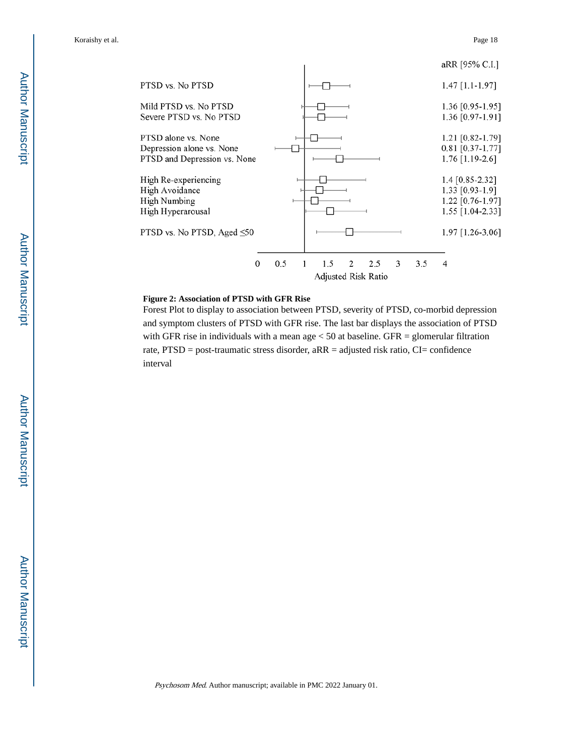| | aRR [95% C.I.] |
|---|---|
| PTSD vs. No PTSD | 1.47 [1.1-1.97] |
| Mild PTSD vs. No PTSD | 1.36 [0.95-1.95] |
| Severe PTSD vs. No PTSD | 1.36 [0.97-1.91] |
| PTSD alone vs. None | 1.21 [0.82-1.79] |
| Depression alone vs. None | 0.81 [0.37-1.77] |
| PTSD and Depression vs. None | 1.76 [1.19-2.6] |
| High Re-experiencing | 1.4 [0.85-2.32] |
| High Avoidance | 1.33 [0.93-1.9] |
| High Numbing | 1.22 [0.76-1.97] |
| High Hyperarousal | 1.55 [1.04-2.33] |
| PTSD vs. No PTSD, Aged ≤50 | 1.97 [1.26-3.06] |

Adjusted Risk Ratio

**Figure 2: Association of PTSD with GFR Rise**

Forest Plot to display to association between PTSD, severity of PTSD, co-morbid depression and symptom clusters of PTSD with GFR rise. The last bar displays the association of PTSD with GFR rise in individuals with a mean age < 50 at baseline. GFR = glomerular filtration rate, PTSD = post-traumatic stress disorder, aRR = adjusted risk ratio, CI= confidence interval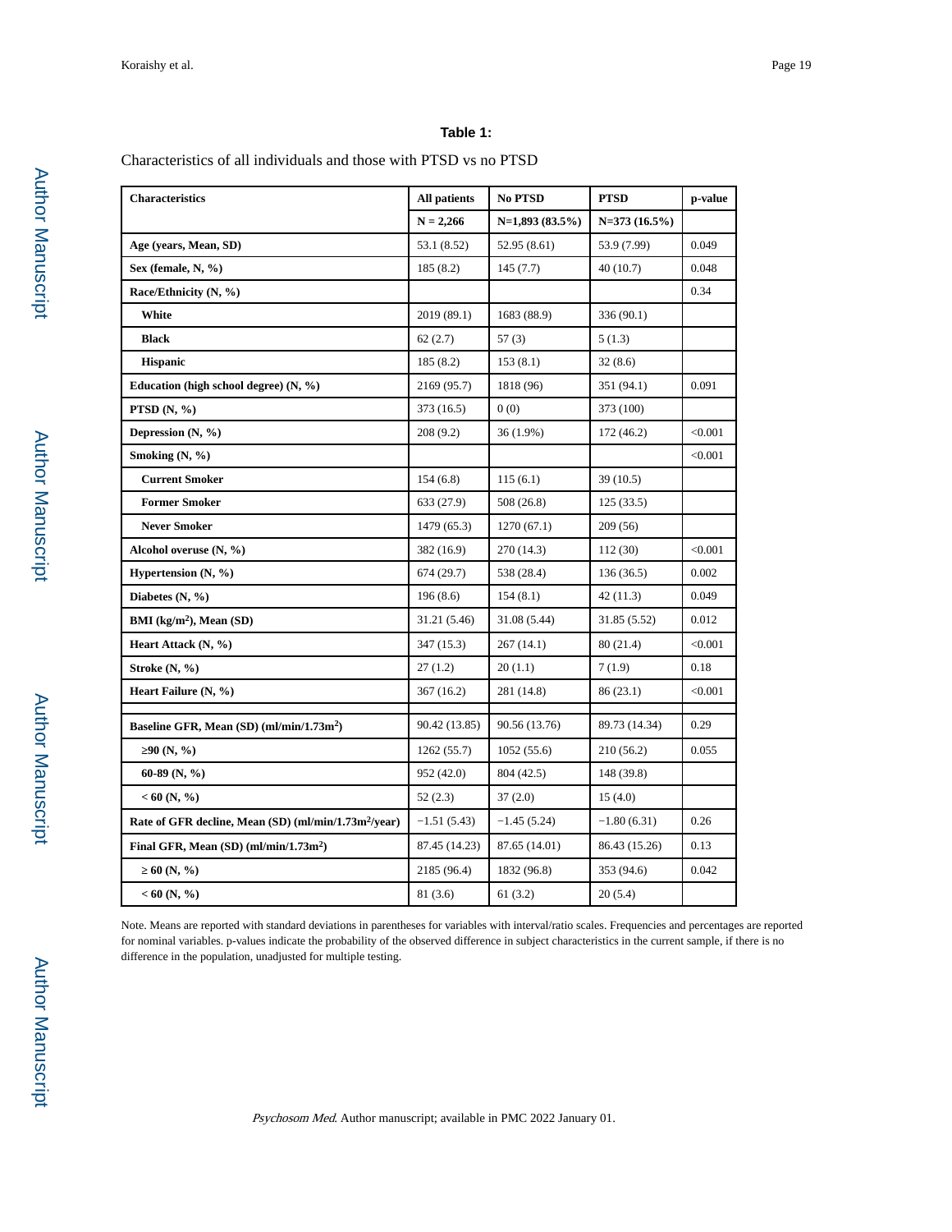**Table 1:**

Characteristics of all individuals and those with PTSD vs no PTSD

| Characteristics | All patients | No PTSD | PTSD | p-value |
|---|---|---|---|---|
| | N = 2,266 | N=1,893 (83.5%) | N=373 (16.5%) | |
| **Age (years, Mean, SD)** | 53.1 (8.52) | 52.95 (8.61) | 53.9 (7.99) | 0.049 |
| **Sex (female, N, %)** | 185 (8.2) | 145 (7.7) | 40 (10.7) | 0.048 |
| **Race/Ethnicity (N, %)** | | | | 0.34 |
| **White** | 2019 (89.1) | 1683 (88.9) | 336 (90.1) | |
| **Black** | 62 (2.7) | 57 (3) | 5 (1.3) | |
| **Hispanic** | 185 (8.2) | 153 (8.1) | 32 (8.6) | |
| **Education (high school degree) (N, %)** | 2169 (95.7) | 1818 (96) | 351 (94.1) | 0.091 |
| **PTSD (N, %)** | 373 (16.5) | 0 (0) | 373 (100) | |
| **Depression (N, %)** | 208 (9.2) | 36 (1.9%) | 172 (46.2) | <0.001 |
| **Smoking (N, %)** | | | | <0.001 |
| **Current Smoker** | 154 (6.8) | 115 (6.1) | 39 (10.5) | |
| **Former Smoker** | 633 (27.9) | 508 (26.8) | 125 (33.5) | |
| **Never Smoker** | 1479 (65.3) | 1270 (67.1) | 209 (56) | |
| **Alcohol overuse (N, %)** | 382 (16.9) | 270 (14.3) | 112 (30) | <0.001 |
| **Hypertension (N, %)** | 674 (29.7) | 538 (28.4) | 136 (36.5) | 0.002 |
| **Diabetes (N, %)** | 196 (8.6) | 154 (8.1) | 42 (11.3) | 0.049 |
| **BMI (kg/m$^2$), Mean (SD)** | 31.21 (5.46) | 31.08 (5.44) | 31.85 (5.52) | 0.012 |
| **Heart Attack (N, %)** | 347 (15.3) | 267 (14.1) | 80 (21.4) | <0.001 |
| **Stroke (N, %)** | 27 (1.2) | 20 (1.1) | 7 (1.9) | 0.18 |
| **Heart Failure (N, %)** | 367 (16.2) | 281 (14.8) | 86 (23.1) | <0.001 |
| | | | | |
| **Baseline GFR, Mean (SD) (ml/min/1.73m$^2$)** | 90.42 (13.85) | 90.56 (13.76) | 89.73 (14.34) | 0.29 |
| **≥90 (N, %)** | 1262 (55.7) | 1052 (55.6) | 210 (56.2) | 0.055 |
| **60-89 (N, %)** | 952 (42.0) | 804 (42.5) | 148 (39.8) | |
| **< 60 (N, %)** | 52 (2.3) | 37 (2.0) | 15 (4.0) | |
| **Rate of GFR decline, Mean (SD) (ml/min/1.73m$^2$/year)** | −1.51 (5.43) | −1.45 (5.24) | −1.80 (6.31) | 0.26 |
| **Final GFR, Mean (SD) (ml/min/1.73m$^2$)** | 87.45 (14.23) | 87.65 (14.01) | 86.43 (15.26) | 0.13 |
| **≥ 60 (N, %)** | 2185 (96.4) | 1832 (96.8) | 353 (94.6) | 0.042 |
| **< 60 (N, %)** | 81 (3.6) | 61 (3.2) | 20 (5.4) | |

Note. Means are reported with standard deviations in parentheses for variables with interval/ratio scales. Frequencies and percentages are reported for nominal variables. p-values indicate the probability of the observed difference in subject characteristics in the current sample, if there is no difference in the population, unadjusted for multiple testing.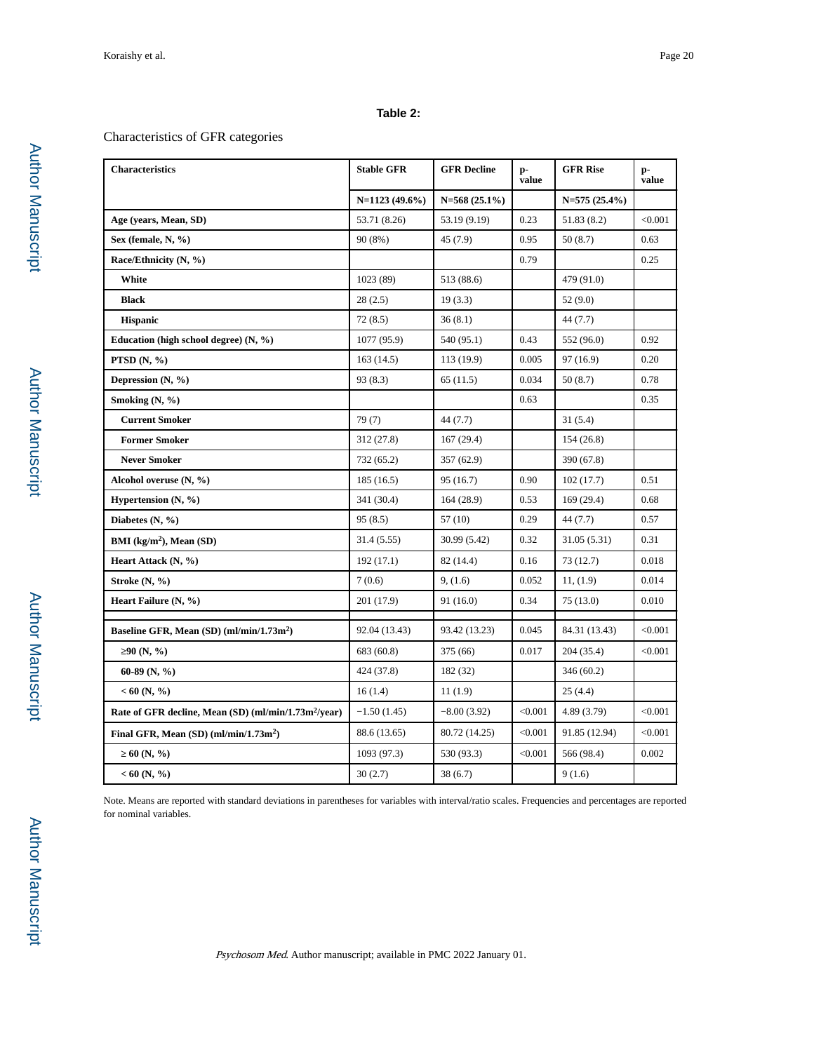**Table 2:**

Characteristics of GFR categories

| Characteristics | Stable GFR | GFR Decline | p-value | GFR Rise | p-value |
|---|---|---|---|---|---|
| | N=1123 (49.6%) | N=568 (25.1%) | | N=575 (25.4%) | |
| **Age (years, Mean, SD)** | 53.71 (8.26) | 53.19 (9.19) | 0.23 | 51.83 (8.2) | <0.001 |
| **Sex (female, N, %)** | 90 (8%) | 45 (7.9) | 0.95 | 50 (8.7) | 0.63 |
| **Race/Ethnicity (N, %)** | | | 0.79 | | 0.25 |
| **White** | 1023 (89) | 513 (88.6) | | 479 (91.0) | |
| **Black** | 28 (2.5) | 19 (3.3) | | 52 (9.0) | |
| **Hispanic** | 72 (8.5) | 36 (8.1) | | 44 (7.7) | |
| **Education (high school degree) (N, %)** | 1077 (95.9) | 540 (95.1) | 0.43 | 552 (96.0) | 0.92 |
| **PTSD (N, %)** | 163 (14.5) | 113 (19.9) | 0.005 | 97 (16.9) | 0.20 |
| **Depression (N, %)** | 93 (8.3) | 65 (11.5) | 0.034 | 50 (8.7) | 0.78 |
| **Smoking (N, %)** | | | 0.63 | | 0.35 |
| **Current Smoker** | 79 (7) | 44 (7.7) | | 31 (5.4) | |
| **Former Smoker** | 312 (27.8) | 167 (29.4) | | 154 (26.8) | |
| **Never Smoker** | 732 (65.2) | 357 (62.9) | | 390 (67.8) | |
| **Alcohol overuse (N, %)** | 185 (16.5) | 95 (16.7) | 0.90 | 102 (17.7) | 0.51 |
| **Hypertension (N, %)** | 341 (30.4) | 164 (28.9) | 0.53 | 169 (29.4) | 0.68 |
| **Diabetes (N, %)** | 95 (8.5) | 57 (10) | 0.29 | 44 (7.7) | 0.57 |
| **BMI (kg/m$^2$), Mean (SD)** | 31.4 (5.55) | 30.99 (5.42) | 0.32 | 31.05 (5.31) | 0.31 |
| **Heart Attack (N, %)** | 192 (17.1) | 82 (14.4) | 0.16 | 73 (12.7) | 0.018 |
| **Stroke (N, %)** | 7 (0.6) | 9, (1.6) | 0.052 | 11, (1.9) | 0.014 |
| **Heart Failure (N, %)** | 201 (17.9) | 91 (16.0) | 0.34 | 75 (13.0) | 0.010 |
| | | | | | |
| **Baseline GFR, Mean (SD) (ml/min/1.73m$^2$)** | 92.04 (13.43) | 93.42 (13.23) | 0.045 | 84.31 (13.43) | <0.001 |
| **≥90 (N, %)** | 683 (60.8) | 375 (66) | 0.017 | 204 (35.4) | <0.001 |
| **60-89 (N, %)** | 424 (37.8) | 182 (32) | | 346 (60.2) | |
| **< 60 (N, %)** | 16 (1.4) | 11 (1.9) | | 25 (4.4) | |
| **Rate of GFR decline, Mean (SD) (ml/min/1.73m$^2$/year)** | −1.50 (1.45) | −8.00 (3.92) | <0.001 | 4.89 (3.79) | <0.001 |
| **Final GFR, Mean (SD) (ml/min/1.73m$^2$)** | 88.6 (13.65) | 80.72 (14.25) | <0.001 | 91.85 (12.94) | <0.001 |
| **≥ 60 (N, %)** | 1093 (97.3) | 530 (93.3) | <0.001 | 566 (98.4) | 0.002 |
| **< 60 (N, %)** | 30 (2.7) | 38 (6.7) | | 9 (1.6) | |

Note. Means are reported with standard deviations in parentheses for variables with interval/ratio scales. Frequencies and percentages are reported for nominal variables.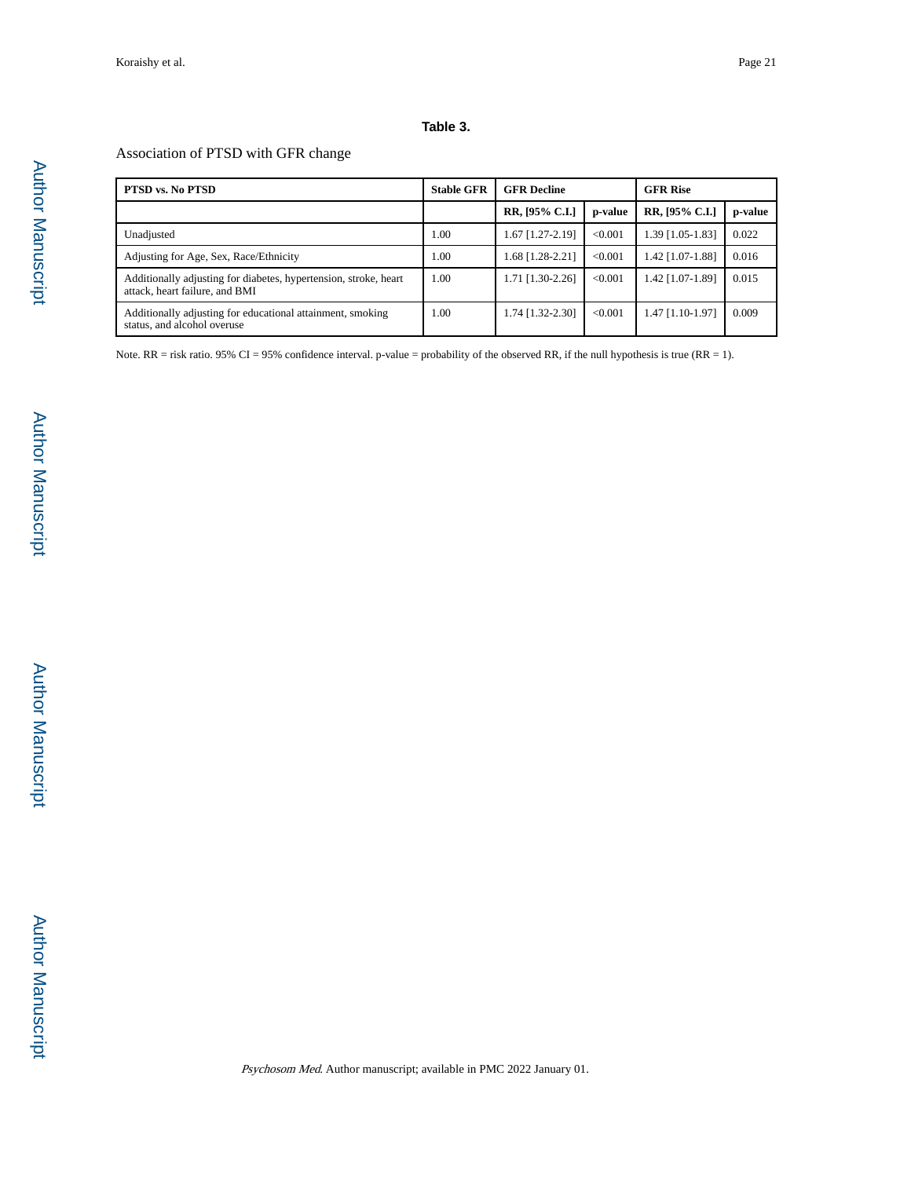**Table 3.**

Association of PTSD with GFR change

| PTSD vs. No PTSD | Stable GFR | GFR Decline | | GFR Rise | |
|---|---|---|---|---|---|
| | | RR, [95% C.I.] | p-value | RR, [95% C.I.] | p-value |
| Unadjusted | 1.00 | 1.67 [1.27-2.19] | <0.001 | 1.39 [1.05-1.83] | 0.022 |
| Adjusting for Age, Sex, Race/Ethnicity | 1.00 | 1.68 [1.28-2.21] | <0.001 | 1.42 [1.07-1.88] | 0.016 |
| Additionally adjusting for diabetes, hypertension, stroke, heart attack, heart failure, and BMI | 1.00 | 1.71 [1.30-2.26] | <0.001 | 1.42 [1.07-1.89] | 0.015 |
| Additionally adjusting for educational attainment, smoking status, and alcohol overuse | 1.00 | 1.74 [1.32-2.30] | <0.001 | 1.47 [1.10-1.97] | 0.009 |

Note. RR = risk ratio. 95% CI = 95% confidence interval. p-value = probability of the observed RR, if the null hypothesis is true (RR = 1).